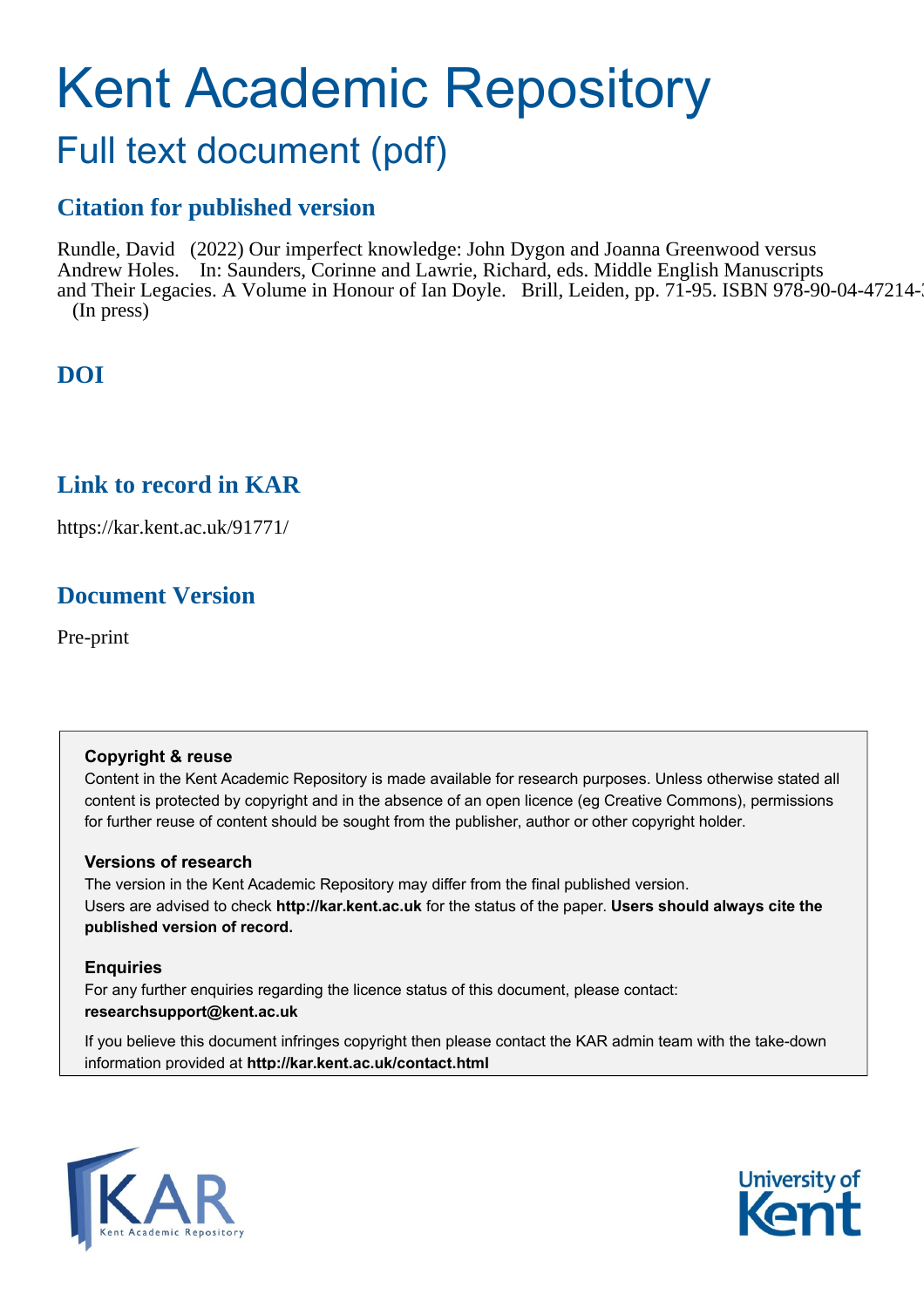# Kent Academic Repository

## Full text document (pdf)

### Citation for published version

Rundle, David (2022) Our imperfect knowledge: John Dygon and Joanna Greenwood versus Andrew Holes. In: Saunders, Corinne and Lawrie, Richard, eds. Middle English Manuscripts and Their Legacies. A Volume in Honour of Ian Doyle. Brill, Leiden, pp. 71-95. ISBN 978-90-04-47214-3 (In press)

### DOI

### Link to record in KAR

https://kar.kent.ac.uk/91771/

### Document Version

Pre-print

**Copyright & reuse**

Content in the Kent Academic Repository is made available for research purposes. Unless otherwise stated all content is protected by copyright and in the absence of an open licence (eg Creative Commons), permissions for further reuse of content should be sought from the publisher, author or other copyright holder.

**Versions of research**

The version in the Kent Academic Repository may differ from the final published version. Users are advised to check **http://kar.kent.ac.uk** for the status of the paper. **Users should always cite the published version of record.**

**Enquiries**

For any further enquiries regarding the licence status of this document, please contact: **researchsupport@kent.ac.uk**

If you believe this document infringes copyright then please contact the KAR admin team with the take-down information provided at **http://kar.kent.ac.uk/contact.html**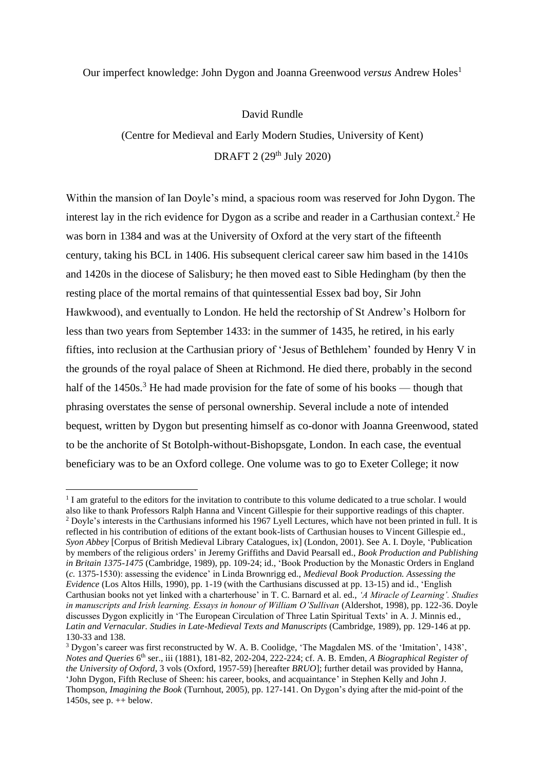Our imperfect knowledge: John Dygon and Joanna Greenwood *versus* Andrew Holes[1]

David Rundle

(Centre for Medieval and Early Modern Studies, University of Kent)

DRAFT 2 (29th July 2020)

Within the mansion of Ian Doyle's mind, a spacious room was reserved for John Dygon. The interest lay in the rich evidence for Dygon as a scribe and reader in a Carthusian context.[2] He was born in 1384 and was at the University of Oxford at the very start of the fifteenth century, taking his BCL in 1406. His subsequent clerical career saw him based in the 1410s and 1420s in the diocese of Salisbury; he then moved east to Sible Hedingham (by then the resting place of the mortal remains of that quintessential Essex bad boy, Sir John Hawkwood), and eventually to London. He held the rectorship of St Andrew's Holborn for less than two years from September 1433: in the summer of 1435, he retired, in his early fifties, into reclusion at the Carthusian priory of 'Jesus of Bethlehem' founded by Henry V in the grounds of the royal palace of Sheen at Richmond. He died there, probably in the second half of the 1450s.[3] He had made provision for the fate of some of his books — though that phrasing overstates the sense of personal ownership. Several include a note of intended bequest, written by Dygon but presenting himself as co-donor with Joanna Greenwood, stated to be the anchorite of St Botolph-without-Bishopsgate, London. In each case, the eventual beneficiary was to be an Oxford college. One volume was to go to Exeter College; it now

---

[1] I am grateful to the editors for the invitation to contribute to this volume dedicated to a true scholar. I would also like to thank Professors Ralph Hanna and Vincent Gillespie for their supportive readings of this chapter.

[2] Doyle's interests in the Carthusians informed his 1967 Lyell Lectures, which have not been printed in full. It is reflected in his contribution of editions of the extant book-lists of Carthusian houses to Vincent Gillespie ed., *Syon Abbey* [Corpus of British Medieval Library Catalogues, ix] (London, 2001). See A. I. Doyle, 'Publication by members of the religious orders' in Jeremy Griffiths and David Pearsall ed., *Book Production and Publishing in Britain 1375-1475* (Cambridge, 1989), pp. 109-24; id., 'Book Production by the Monastic Orders in England (*c.* 1375-1530): assessing the evidence' in Linda Brownrigg ed., *Medieval Book Production. Assessing the Evidence* (Los Altos Hills, 1990), pp. 1-19 (with the Carthusians discussed at pp. 13-15) and id., 'English Carthusian books not yet linked with a charterhouse' in T. C. Barnard et al. ed., *'A Miracle of Learning'. Studies in manuscripts and Irish learning. Essays in honour of William O'Sullivan* (Aldershot, 1998), pp. 122-36. Doyle discusses Dygon explicitly in 'The European Circulation of Three Latin Spiritual Texts' in A. J. Minnis ed., *Latin and Vernacular. Studies in Late-Medieval Texts and Manuscripts* (Cambridge, 1989), pp. 129-146 at pp. 130-33 and 138.

[3] Dygon's career was first reconstructed by W. A. B. Coolidge, 'The Magdalen MS. of the 'Imitation', 1438', *Notes and Queries* 6th ser., iii (1881), 181-82, 202-204, 222-224; cf. A. B. Emden, *A Biographical Register of the University of Oxford*, 3 vols (Oxford, 1957-59) [hereafter *BRUO*]; further detail was provided by Hanna, 'John Dygon, Fifth Recluse of Sheen: his career, books, and acquaintance' in Stephen Kelly and John J. Thompson, *Imagining the Book* (Turnhout, 2005), pp. 127-141. On Dygon's dying after the mid-point of the 1450s, see p. ++ below.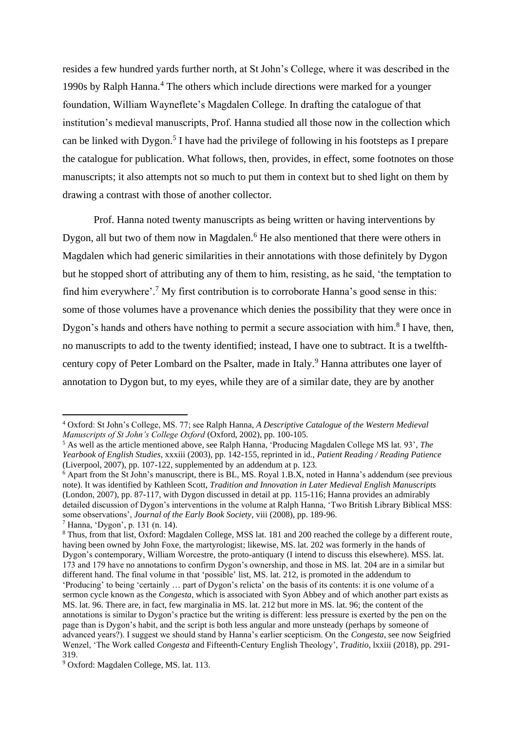resides a few hundred yards further north, at St John's College, where it was described in the 1990s by Ralph Hanna.[4] The others which include directions were marked for a younger foundation, William Wayneflete's Magdalen College. In drafting the catalogue of that institution's medieval manuscripts, Prof. Hanna studied all those now in the collection which can be linked with Dygon.[5] I have had the privilege of following in his footsteps as I prepare the catalogue for publication. What follows, then, provides, in effect, some footnotes on those manuscripts; it also attempts not so much to put them in context but to shed light on them by drawing a contrast with those of another collector.

Prof. Hanna noted twenty manuscripts as being written or having interventions by Dygon, all but two of them now in Magdalen.[6] He also mentioned that there were others in Magdalen which had generic similarities in their annotations with those definitely by Dygon but he stopped short of attributing any of them to him, resisting, as he said, 'the temptation to find him everywhere'.[7] My first contribution is to corroborate Hanna's good sense in this: some of those volumes have a provenance which denies the possibility that they were once in Dygon's hands and others have nothing to permit a secure association with him.[8] I have, then, no manuscripts to add to the twenty identified; instead, I have one to subtract. It is a twelfth-century copy of Peter Lombard on the Psalter, made in Italy.[9] Hanna attributes one layer of annotation to Dygon but, to my eyes, while they are of a similar date, they are by another

---

[4] Oxford: St John's College, MS. 77; see Ralph Hanna, *A Descriptive Catalogue of the Western Medieval Manuscripts of St John's College Oxford* (Oxford, 2002), pp. 100-105.

[5] As well as the article mentioned above, see Ralph Hanna, 'Producing Magdalen College MS lat. 93', *The Yearbook of English Studies*, xxxiii (2003), pp. 142-155, reprinted in id., *Patient Reading / Reading Patience* (Liverpool, 2007), pp. 107-122, supplemented by an addendum at p. 123.

[6] Apart from the St John's manuscript, there is BL, MS. Royal 1.B.X, noted in Hanna's addendum (see previous note). It was identified by Kathleen Scott, *Tradition and Innovation in Later Medieval English Manuscripts* (London, 2007), pp. 87-117, with Dygon discussed in detail at pp. 115-116; Hanna provides an admirably detailed discussion of Dygon's interventions in the volume at Ralph Hanna, 'Two British Library Biblical MSS: some observations', *Journal of the Early Book Society*, viii (2008), pp. 189-96.

[7] Hanna, 'Dygon', p. 131 (n. 14).

[8] Thus, from that list, Oxford: Magdalen College, MSS lat. 181 and 200 reached the college by a different route, having been owned by John Foxe, the martyrologist; likewise, MS. lat. 202 was formerly in the hands of Dygon's contemporary, William Worcestre, the proto-antiquary (I intend to discuss this elsewhere). MSS. lat. 173 and 179 have no annotations to confirm Dygon's ownership, and those in MS. lat. 204 are in a similar but different hand. The final volume in that 'possible' list, MS. lat. 212, is promoted in the addendum to 'Producing' to being 'certainly … part of Dygon's relicta' on the basis of its contents: it is one volume of a sermon cycle known as the *Congesta*, which is associated with Syon Abbey and of which another part exists as MS. lat. 96. There are, in fact, few marginalia in MS. lat. 212 but more in MS. lat. 96; the content of the annotations is similar to Dygon's practice but the writing is different: less pressure is exerted by the pen on the page than is Dygon's habit, and the script is both less angular and more unsteady (perhaps by someone of advanced years?). I suggest we should stand by Hanna's earlier scepticism. On the *Congesta*, see now Seigfried Wenzel, 'The Work called *Congesta* and Fifteenth-Century English Theology', *Traditio*, lxxiii (2018), pp. 291-319.

[9] Oxford: Magdalen College, MS. lat. 113.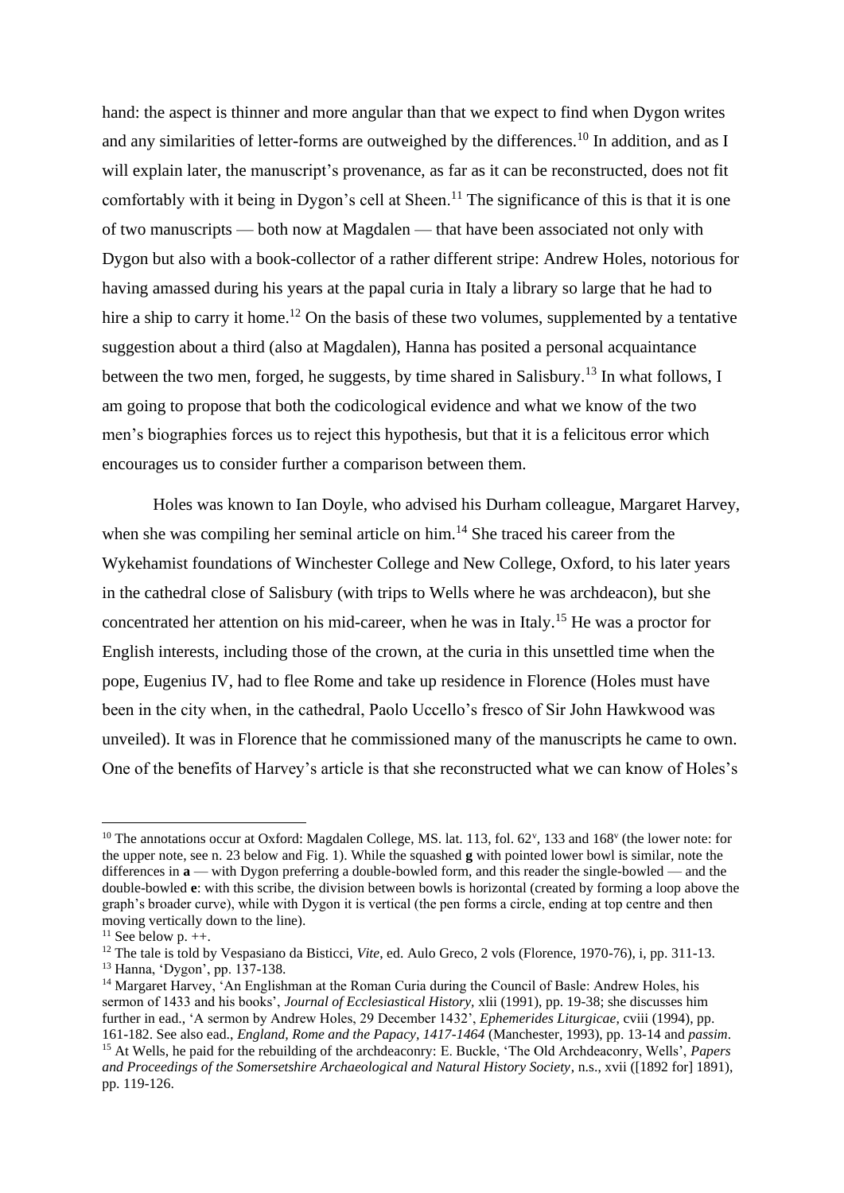hand: the aspect is thinner and more angular than that we expect to find when Dygon writes and any similarities of letter-forms are outweighed by the differences.[10] In addition, and as I will explain later, the manuscript's provenance, as far as it can be reconstructed, does not fit comfortably with it being in Dygon's cell at Sheen.[11] The significance of this is that it is one of two manuscripts — both now at Magdalen — that have been associated not only with Dygon but also with a book-collector of a rather different stripe: Andrew Holes, notorious for having amassed during his years at the papal curia in Italy a library so large that he had to hire a ship to carry it home.[12] On the basis of these two volumes, supplemented by a tentative suggestion about a third (also at Magdalen), Hanna has posited a personal acquaintance between the two men, forged, he suggests, by time shared in Salisbury.[13] In what follows, I am going to propose that both the codicological evidence and what we know of the two men's biographies forces us to reject this hypothesis, but that it is a felicitous error which encourages us to consider further a comparison between them.

Holes was known to Ian Doyle, who advised his Durham colleague, Margaret Harvey, when she was compiling her seminal article on him.[14] She traced his career from the Wykehamist foundations of Winchester College and New College, Oxford, to his later years in the cathedral close of Salisbury (with trips to Wells where he was archdeacon), but she concentrated her attention on his mid-career, when he was in Italy.[15] He was a proctor for English interests, including those of the crown, at the curia in this unsettled time when the pope, Eugenius IV, had to flee Rome and take up residence in Florence (Holes must have been in the city when, in the cathedral, Paolo Uccello's fresco of Sir John Hawkwood was unveiled). It was in Florence that he commissioned many of the manuscripts he came to own. One of the benefits of Harvey's article is that she reconstructed what we can know of Holes's

---

[10] The annotations occur at Oxford: Magdalen College, MS. lat. 113, fol. 62$^v$, 133 and 168$^v$ (the lower note: for the upper note, see n. 23 below and Fig. 1). While the squashed **g** with pointed lower bowl is similar, note the differences in **a** — with Dygon preferring a double-bowled form, and this reader the single-bowled — and the double-bowled **e**: with this scribe, the division between bowls is horizontal (created by forming a loop above the graph's broader curve), while with Dygon it is vertical (the pen forms a circle, ending at top centre and then moving vertically down to the line).

[11] See below p. ++.

[12] The tale is told by Vespasiano da Bisticci, *Vite*, ed. Aulo Greco, 2 vols (Florence, 1970-76), i, pp. 311-13.

[13] Hanna, 'Dygon', pp. 137-138.

[14] Margaret Harvey, 'An Englishman at the Roman Curia during the Council of Basle: Andrew Holes, his sermon of 1433 and his books', *Journal of Ecclesiastical History,* xlii (1991), pp. 19-38; she discusses him further in ead., 'A sermon by Andrew Holes, 29 December 1432', *Ephemerides Liturgicae*, cviii (1994), pp. 161-182. See also ead., *England, Rome and the Papacy, 1417-1464* (Manchester, 1993), pp. 13-14 and *passim*.

[15] At Wells, he paid for the rebuilding of the archdeaconry: E. Buckle, 'The Old Archdeaconry, Wells', *Papers and Proceedings of the Somersetshire Archaeological and Natural History Society*, n.s., xvii ([1892 for] 1891), pp. 119-126.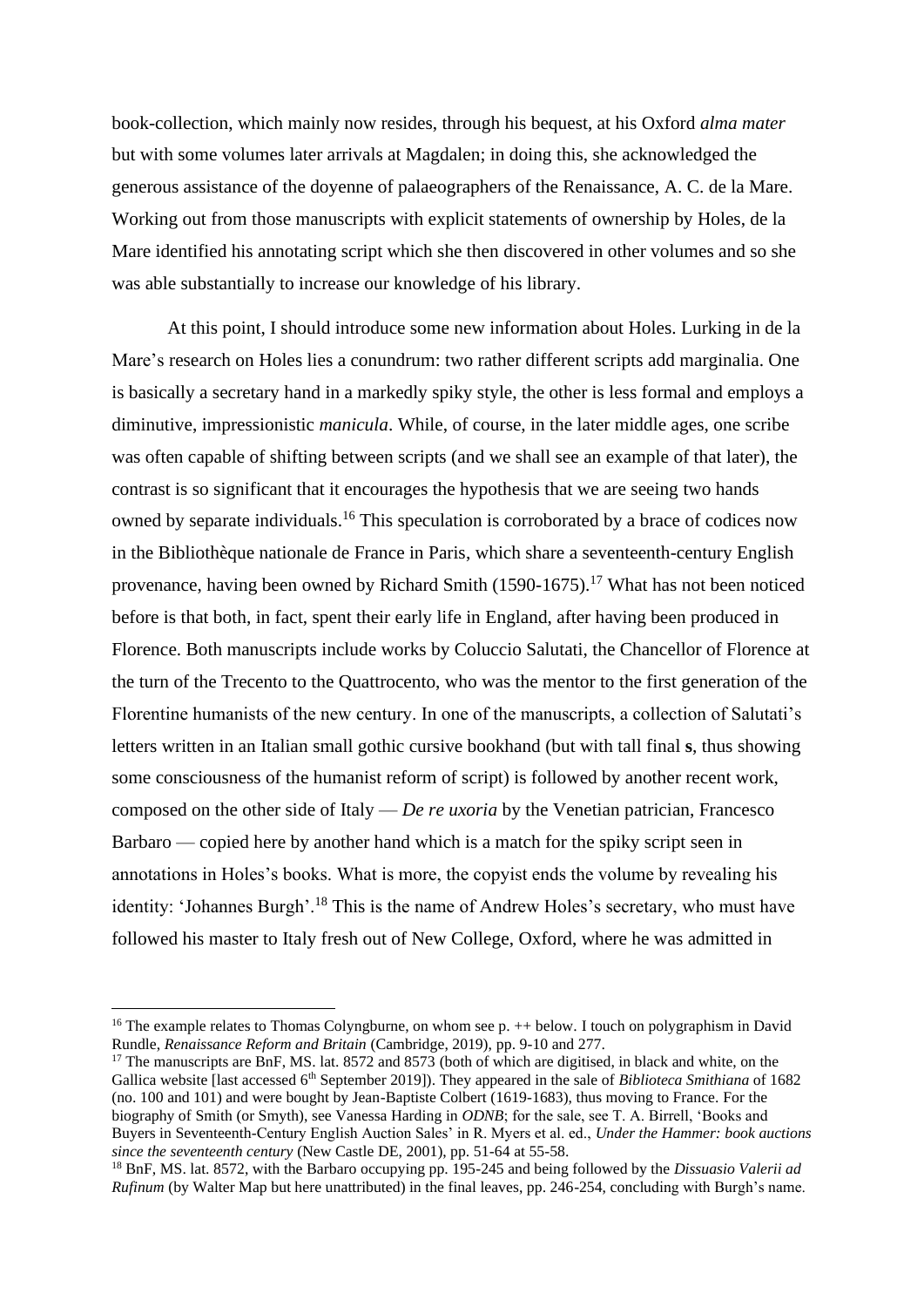book-collection, which mainly now resides, through his bequest, at his Oxford *alma mater* but with some volumes later arrivals at Magdalen; in doing this, she acknowledged the generous assistance of the doyenne of palaeographers of the Renaissance, A. C. de la Mare. Working out from those manuscripts with explicit statements of ownership by Holes, de la Mare identified his annotating script which she then discovered in other volumes and so she was able substantially to increase our knowledge of his library.

At this point, I should introduce some new information about Holes. Lurking in de la Mare's research on Holes lies a conundrum: two rather different scripts add marginalia. One is basically a secretary hand in a markedly spiky style, the other is less formal and employs a diminutive, impressionistic *manicula*. While, of course, in the later middle ages, one scribe was often capable of shifting between scripts (and we shall see an example of that later), the contrast is so significant that it encourages the hypothesis that we are seeing two hands owned by separate individuals.[16] This speculation is corroborated by a brace of codices now in the Bibliothèque nationale de France in Paris, which share a seventeenth-century English provenance, having been owned by Richard Smith (1590-1675).[17] What has not been noticed before is that both, in fact, spent their early life in England, after having been produced in Florence. Both manuscripts include works by Coluccio Salutati, the Chancellor of Florence at the turn of the Trecento to the Quattrocento, who was the mentor to the first generation of the Florentine humanists of the new century. In one of the manuscripts, a collection of Salutati's letters written in an Italian small gothic cursive bookhand (but with tall final **s**, thus showing some consciousness of the humanist reform of script) is followed by another recent work, composed on the other side of Italy — *De re uxoria* by the Venetian patrician, Francesco Barbaro — copied here by another hand which is a match for the spiky script seen in annotations in Holes's books. What is more, the copyist ends the volume by revealing his identity: 'Johannes Burgh'.[18] This is the name of Andrew Holes's secretary, who must have followed his master to Italy fresh out of New College, Oxford, where he was admitted in

---

[16] The example relates to Thomas Colyngburne, on whom see p. ++ below. I touch on polygraphism in David Rundle, *Renaissance Reform and Britain* (Cambridge, 2019), pp. 9-10 and 277.

[17] The manuscripts are BnF, MS. lat. 8572 and 8573 (both of which are digitised, in black and white, on the Gallica website [last accessed 6th September 2019]). They appeared in the sale of *Biblioteca Smithiana* of 1682 (no. 100 and 101) and were bought by Jean-Baptiste Colbert (1619-1683), thus moving to France. For the biography of Smith (or Smyth), see Vanessa Harding in *ODNB*; for the sale, see T. A. Birrell, 'Books and Buyers in Seventeenth-Century English Auction Sales' in R. Myers et al. ed., *Under the Hammer: book auctions since the seventeenth century* (New Castle DE, 2001), pp. 51-64 at 55-58.

[18] BnF, MS. lat. 8572, with the Barbaro occupying pp. 195-245 and being followed by the *Dissuasio Valerii ad Rufinum* (by Walter Map but here unattributed) in the final leaves, pp. 246-254, concluding with Burgh's name.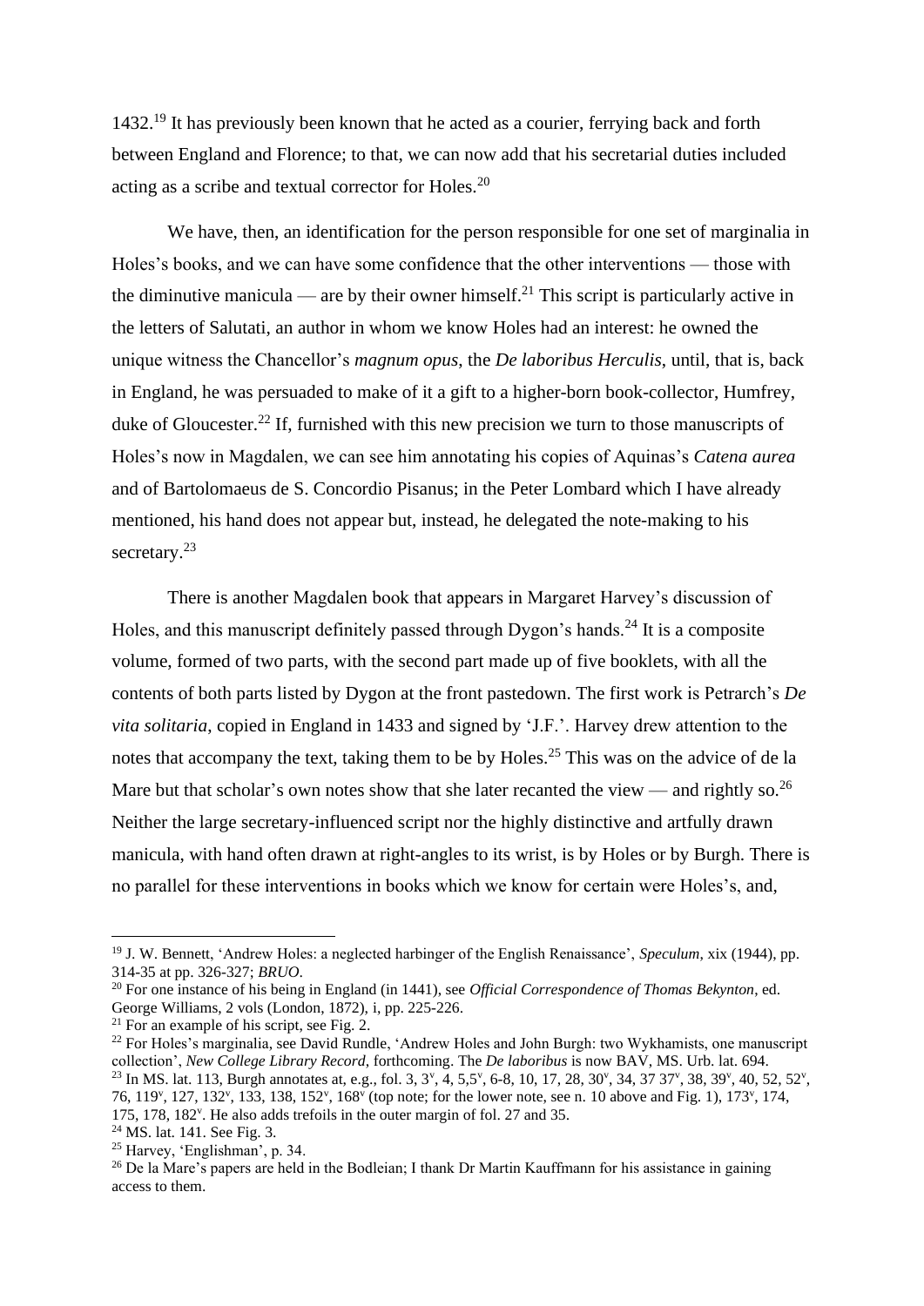1432.[19] It has previously been known that he acted as a courier, ferrying back and forth between England and Florence; to that, we can now add that his secretarial duties included acting as a scribe and textual corrector for Holes.[20]

We have, then, an identification for the person responsible for one set of marginalia in Holes's books, and we can have some confidence that the other interventions — those with the diminutive manicula — are by their owner himself.[21] This script is particularly active in the letters of Salutati, an author in whom we know Holes had an interest: he owned the unique witness the Chancellor's *magnum opus*, the *De laboribus Herculis*, until, that is, back in England, he was persuaded to make of it a gift to a higher-born book-collector, Humfrey, duke of Gloucester.[22] If, furnished with this new precision we turn to those manuscripts of Holes's now in Magdalen, we can see him annotating his copies of Aquinas's *Catena aurea* and of Bartolomaeus de S. Concordio Pisanus; in the Peter Lombard which I have already mentioned, his hand does not appear but, instead, he delegated the note-making to his secretary.[23]

There is another Magdalen book that appears in Margaret Harvey's discussion of Holes, and this manuscript definitely passed through Dygon's hands.[24] It is a composite volume, formed of two parts, with the second part made up of five booklets, with all the contents of both parts listed by Dygon at the front pastedown. The first work is Petrarch's *De vita solitaria*, copied in England in 1433 and signed by 'J.F.'. Harvey drew attention to the notes that accompany the text, taking them to be by Holes.[25] This was on the advice of de la Mare but that scholar's own notes show that she later recanted the view — and rightly so.[26] Neither the large secretary-influenced script nor the highly distinctive and artfully drawn manicula, with hand often drawn at right-angles to its wrist, is by Holes or by Burgh. There is no parallel for these interventions in books which we know for certain were Holes's, and,

---

[19] J. W. Bennett, 'Andrew Holes: a neglected harbinger of the English Renaissance', *Speculum*, xix (1944), pp. 314-35 at pp. 326-327; *BRUO*.

[20] For one instance of his being in England (in 1441), see *Official Correspondence of Thomas Bekynton*, ed. George Williams, 2 vols (London, 1872), i, pp. 225-226.

[21] For an example of his script, see Fig. 2.

[22] For Holes's marginalia, see David Rundle, 'Andrew Holes and John Burgh: two Wykhamists, one manuscript collection', *New College Library Record*, forthcoming. The *De laboribus* is now BAV, MS. Urb. lat. 694.

[23] In MS. lat. 113, Burgh annotates at, e.g., fol. 3, 3ᵛ, 4, 5,5ᵛ, 6-8, 10, 17, 28, 30ᵛ, 34, 37 37ᵛ, 38, 39ᵛ, 40, 52, 52ᵛ, 76, 119ᵛ, 127, 132ᵛ, 133, 138, 152ᵛ, 168ᵛ (top note; for the lower note, see n. 10 above and Fig. 1), 173ᵛ, 174, 175, 178, 182ᵛ. He also adds trefoils in the outer margin of fol. 27 and 35.

[24] MS. lat. 141. See Fig. 3.

[25] Harvey, 'Englishman', p. 34.

[26] De la Mare's papers are held in the Bodleian; I thank Dr Martin Kauffmann for his assistance in gaining access to them.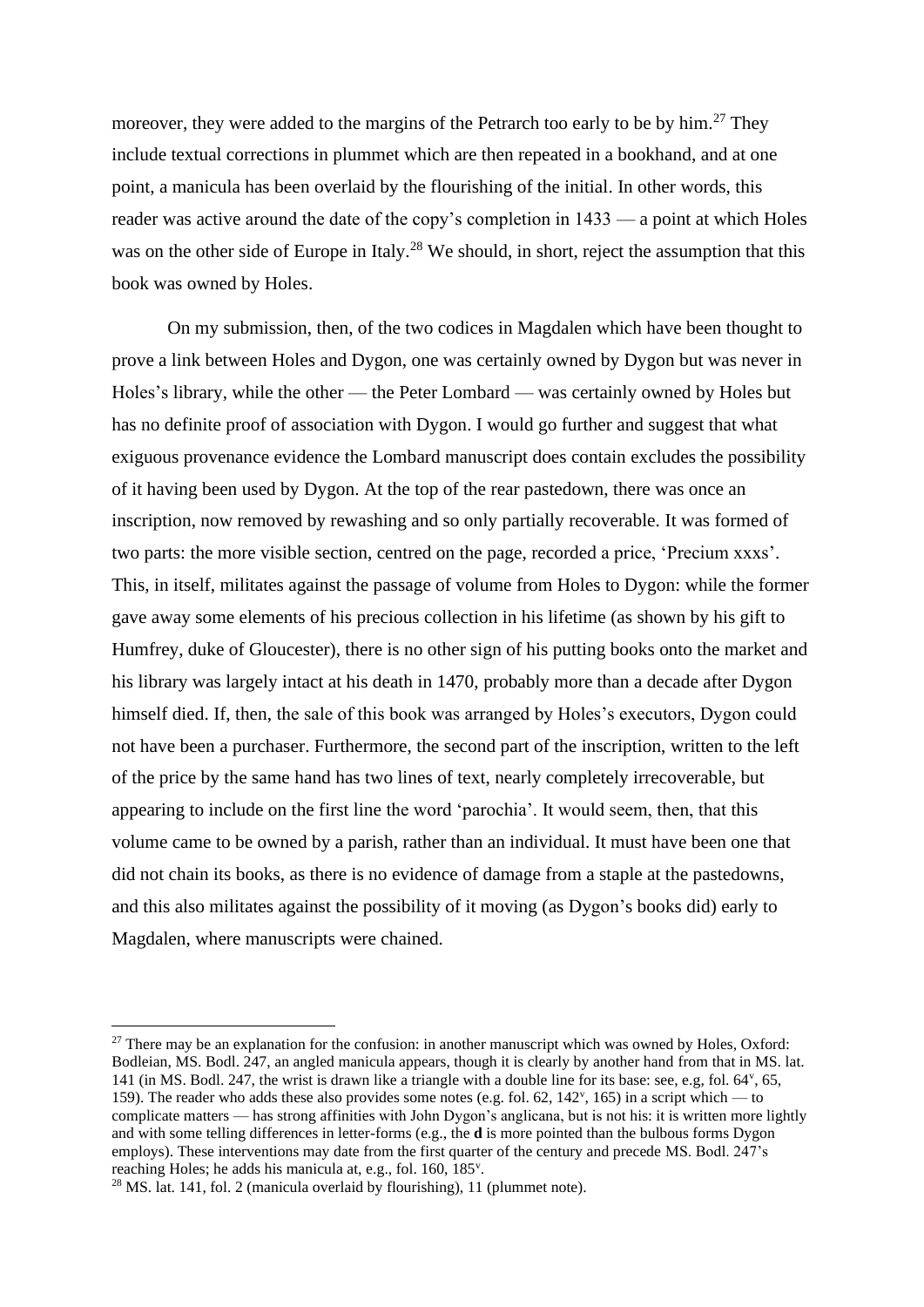moreover, they were added to the margins of the Petrarch too early to be by him.[27] They include textual corrections in plummet which are then repeated in a bookhand, and at one point, a manicula has been overlaid by the flourishing of the initial. In other words, this reader was active around the date of the copy's completion in 1433 — a point at which Holes was on the other side of Europe in Italy.[28] We should, in short, reject the assumption that this book was owned by Holes.

On my submission, then, of the two codices in Magdalen which have been thought to prove a link between Holes and Dygon, one was certainly owned by Dygon but was never in Holes's library, while the other — the Peter Lombard — was certainly owned by Holes but has no definite proof of association with Dygon. I would go further and suggest that what exiguous provenance evidence the Lombard manuscript does contain excludes the possibility of it having been used by Dygon. At the top of the rear pastedown, there was once an inscription, now removed by rewashing and so only partially recoverable. It was formed of two parts: the more visible section, centred on the page, recorded a price, 'Precium xxxs'. This, in itself, militates against the passage of volume from Holes to Dygon: while the former gave away some elements of his precious collection in his lifetime (as shown by his gift to Humfrey, duke of Gloucester), there is no other sign of his putting books onto the market and his library was largely intact at his death in 1470, probably more than a decade after Dygon himself died. If, then, the sale of this book was arranged by Holes's executors, Dygon could not have been a purchaser. Furthermore, the second part of the inscription, written to the left of the price by the same hand has two lines of text, nearly completely irrecoverable, but appearing to include on the first line the word 'parochia'. It would seem, then, that this volume came to be owned by a parish, rather than an individual. It must have been one that did not chain its books, as there is no evidence of damage from a staple at the pastedowns, and this also militates against the possibility of it moving (as Dygon's books did) early to Magdalen, where manuscripts were chained.

[27] There may be an explanation for the confusion: in another manuscript which was owned by Holes, Oxford: Bodleian, MS. Bodl. 247, an angled manicula appears, though it is clearly by another hand from that in MS. lat. 141 (in MS. Bodl. 247, the wrist is drawn like a triangle with a double line for its base: see, e.g, fol. 64v, 65, 159). The reader who adds these also provides some notes (e.g. fol. 62, 142v, 165) in a script which — to complicate matters — has strong affinities with John Dygon's anglicana, but is not his: it is written more lightly and with some telling differences in letter-forms (e.g., the **d** is more pointed than the bulbous forms Dygon employs). These interventions may date from the first quarter of the century and precede MS. Bodl. 247's reaching Holes; he adds his manicula at, e.g., fol. 160, 185v.

[28] MS. lat. 141, fol. 2 (manicula overlaid by flourishing), 11 (plummet note).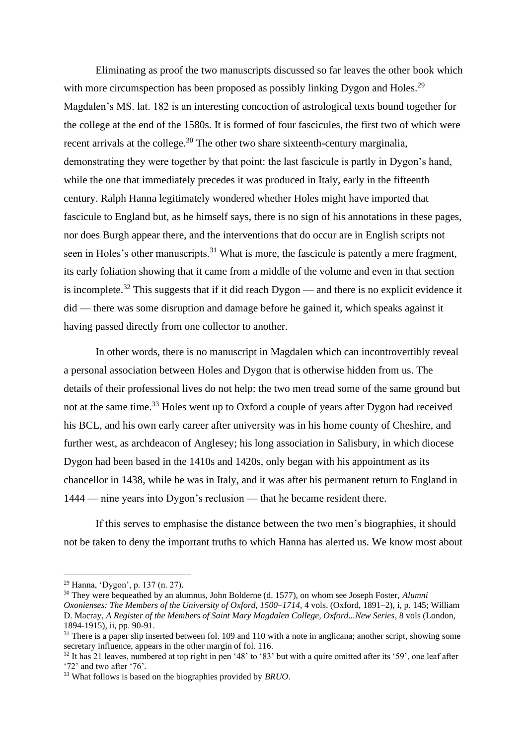Eliminating as proof the two manuscripts discussed so far leaves the other book which with more circumspection has been proposed as possibly linking Dygon and Holes.[29] Magdalen's MS. lat. 182 is an interesting concoction of astrological texts bound together for the college at the end of the 1580s. It is formed of four fascicules, the first two of which were recent arrivals at the college.[30] The other two share sixteenth-century marginalia, demonstrating they were together by that point: the last fascicule is partly in Dygon's hand, while the one that immediately precedes it was produced in Italy, early in the fifteenth century. Ralph Hanna legitimately wondered whether Holes might have imported that fascicule to England but, as he himself says, there is no sign of his annotations in these pages, nor does Burgh appear there, and the interventions that do occur are in English scripts not seen in Holes's other manuscripts.[31] What is more, the fascicule is patently a mere fragment, its early foliation showing that it came from a middle of the volume and even in that section is incomplete.[32] This suggests that if it did reach Dygon — and there is no explicit evidence it did — there was some disruption and damage before he gained it, which speaks against it having passed directly from one collector to another.

In other words, there is no manuscript in Magdalen which can incontrovertibly reveal a personal association between Holes and Dygon that is otherwise hidden from us. The details of their professional lives do not help: the two men tread some of the same ground but not at the same time.[33] Holes went up to Oxford a couple of years after Dygon had received his BCL, and his own early career after university was in his home county of Cheshire, and further west, as archdeacon of Anglesey; his long association in Salisbury, in which diocese Dygon had been based in the 1410s and 1420s, only began with his appointment as its chancellor in 1438, while he was in Italy, and it was after his permanent return to England in 1444 — nine years into Dygon's reclusion — that he became resident there.

If this serves to emphasise the distance between the two men's biographies, it should not be taken to deny the important truths to which Hanna has alerted us. We know most about

---

[29] Hanna, 'Dygon', p. 137 (n. 27).

[30] They were bequeathed by an alumnus, John Bolderne (d. 1577), on whom see Joseph Foster, *Alumni Oxonienses: The Members of the University of Oxford, 1500–1714*, 4 vols. (Oxford, 1891–2), i, p. 145; William D. Macray, *A Register of the Members of Saint Mary Magdalen College, Oxford...New Series*, 8 vols (London, 1894-1915), ii, pp. 90-91.

[31] There is a paper slip inserted between fol. 109 and 110 with a note in anglicana; another script, showing some secretary influence, appears in the other margin of fol. 116.

[32] It has 21 leaves, numbered at top right in pen '48' to '83' but with a quire omitted after its '59', one leaf after '72' and two after '76'.

[33] What follows is based on the biographies provided by *BRUO*.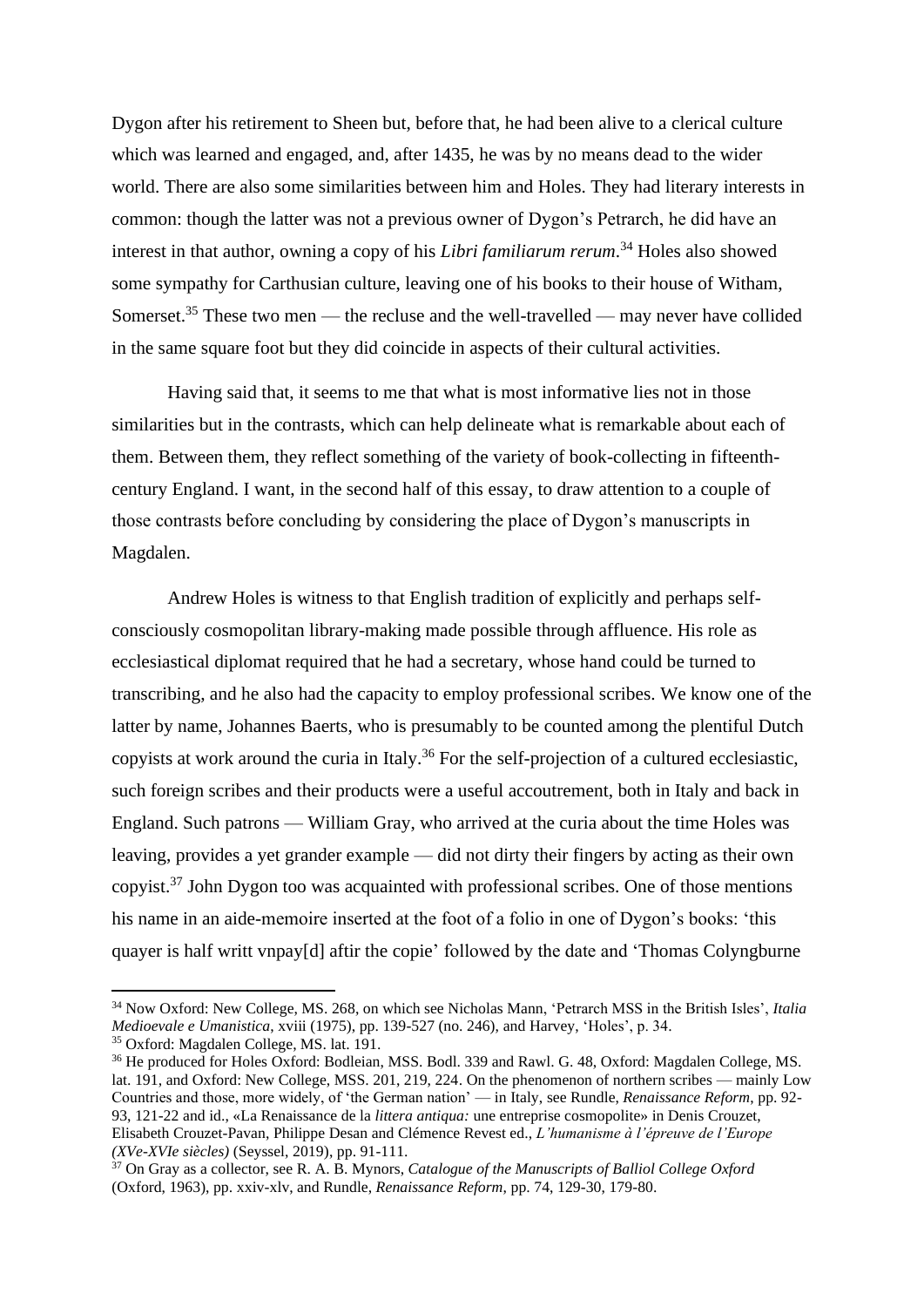Dygon after his retirement to Sheen but, before that, he had been alive to a clerical culture which was learned and engaged, and, after 1435, he was by no means dead to the wider world. There are also some similarities between him and Holes. They had literary interests in common: though the latter was not a previous owner of Dygon's Petrarch, he did have an interest in that author, owning a copy of his *Libri familiarum rerum*.[34] Holes also showed some sympathy for Carthusian culture, leaving one of his books to their house of Witham, Somerset.[35] These two men — the recluse and the well-travelled — may never have collided in the same square foot but they did coincide in aspects of their cultural activities.

Having said that, it seems to me that what is most informative lies not in those similarities but in the contrasts, which can help delineate what is remarkable about each of them. Between them, they reflect something of the variety of book-collecting in fifteenth-century England. I want, in the second half of this essay, to draw attention to a couple of those contrasts before concluding by considering the place of Dygon's manuscripts in Magdalen.

Andrew Holes is witness to that English tradition of explicitly and perhaps self-consciously cosmopolitan library-making made possible through affluence. His role as ecclesiastical diplomat required that he had a secretary, whose hand could be turned to transcribing, and he also had the capacity to employ professional scribes. We know one of the latter by name, Johannes Baerts, who is presumably to be counted among the plentiful Dutch copyists at work around the curia in Italy.[36] For the self-projection of a cultured ecclesiastic, such foreign scribes and their products were a useful accoutrement, both in Italy and back in England. Such patrons — William Gray, who arrived at the curia about the time Holes was leaving, provides a yet grander example — did not dirty their fingers by acting as their own copyist.[37] John Dygon too was acquainted with professional scribes. One of those mentions his name in an aide-memoire inserted at the foot of a folio in one of Dygon's books: 'this quayer is half writt vnpay[d] aftir the copie' followed by the date and 'Thomas Colyngburne

---

[34] Now Oxford: New College, MS. 268, on which see Nicholas Mann, 'Petrarch MSS in the British Isles', *Italia Medioevale e Umanistica*, xviii (1975), pp. 139-527 (no. 246), and Harvey, 'Holes', p. 34.

[35] Oxford: Magdalen College, MS. lat. 191.

[36] He produced for Holes Oxford: Bodleian, MSS. Bodl. 339 and Rawl. G. 48, Oxford: Magdalen College, MS. lat. 191, and Oxford: New College, MSS. 201, 219, 224. On the phenomenon of northern scribes — mainly Low Countries and those, more widely, of 'the German nation' — in Italy, see Rundle, *Renaissance Reform*, pp. 92-93, 121-22 and id., «La Renaissance de la *littera antiqua:* une entreprise cosmopolite» in Denis Crouzet, Elisabeth Crouzet-Pavan, Philippe Desan and Clémence Revest ed., *L'humanisme à l'épreuve de l'Europe (XVe-XVIe siècles)* (Seyssel, 2019), pp. 91-111.

[37] On Gray as a collector, see R. A. B. Mynors, *Catalogue of the Manuscripts of Balliol College Oxford* (Oxford, 1963), pp. xxiv-xlv, and Rundle, *Renaissance Reform*, pp. 74, 129-30, 179-80.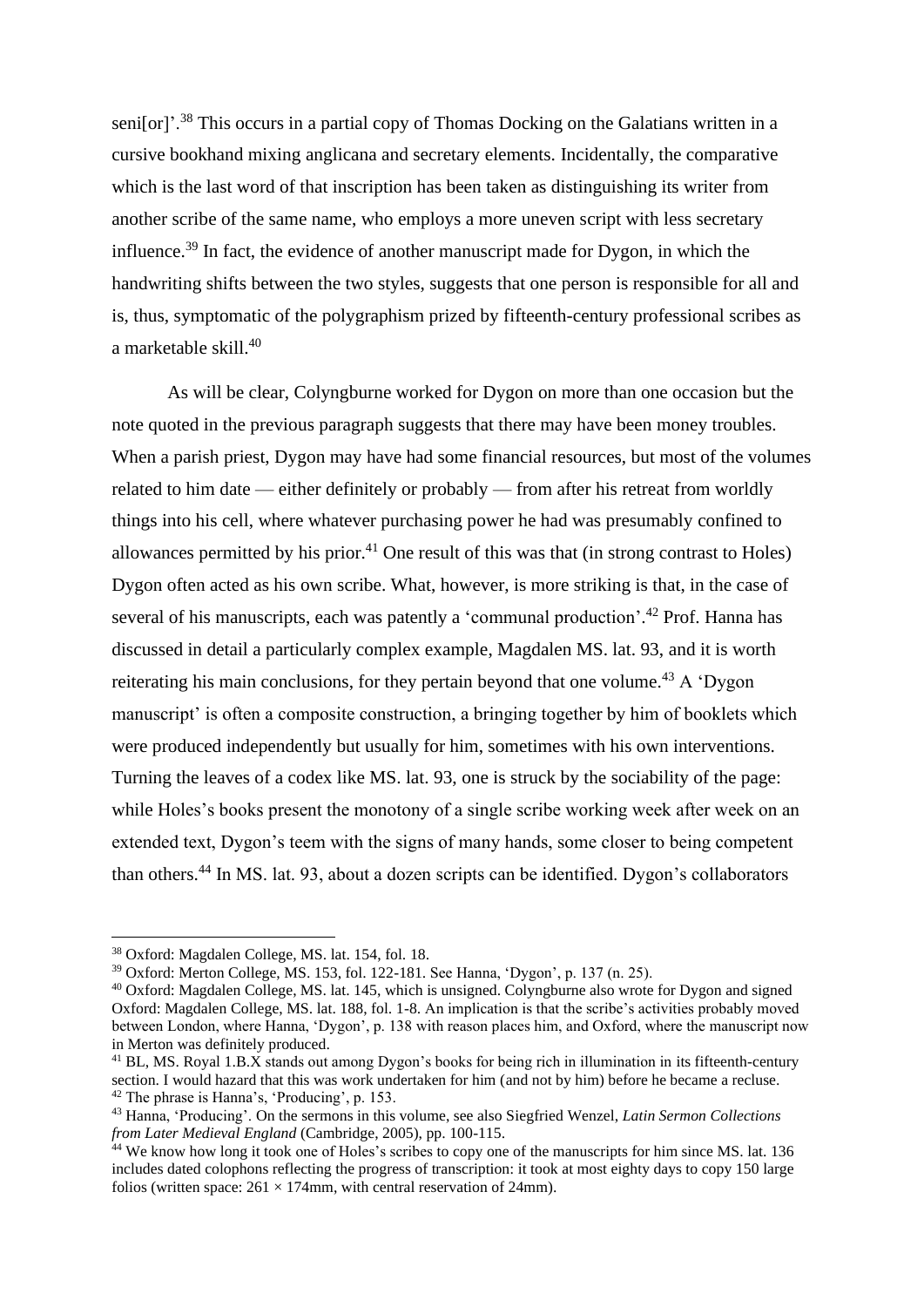seni[or]'.[38] This occurs in a partial copy of Thomas Docking on the Galatians written in a cursive bookhand mixing anglicana and secretary elements. Incidentally, the comparative which is the last word of that inscription has been taken as distinguishing its writer from another scribe of the same name, who employs a more uneven script with less secretary influence.[39] In fact, the evidence of another manuscript made for Dygon, in which the handwriting shifts between the two styles, suggests that one person is responsible for all and is, thus, symptomatic of the polygraphism prized by fifteenth-century professional scribes as a marketable skill.[40]

As will be clear, Colyngburne worked for Dygon on more than one occasion but the note quoted in the previous paragraph suggests that there may have been money troubles. When a parish priest, Dygon may have had some financial resources, but most of the volumes related to him date — either definitely or probably — from after his retreat from worldly things into his cell, where whatever purchasing power he had was presumably confined to allowances permitted by his prior.[41] One result of this was that (in strong contrast to Holes) Dygon often acted as his own scribe. What, however, is more striking is that, in the case of several of his manuscripts, each was patently a 'communal production'.[42] Prof. Hanna has discussed in detail a particularly complex example, Magdalen MS. lat. 93, and it is worth reiterating his main conclusions, for they pertain beyond that one volume.[43] A 'Dygon manuscript' is often a composite construction, a bringing together by him of booklets which were produced independently but usually for him, sometimes with his own interventions. Turning the leaves of a codex like MS. lat. 93, one is struck by the sociability of the page: while Holes's books present the monotony of a single scribe working week after week on an extended text, Dygon's teem with the signs of many hands, some closer to being competent than others.[44] In MS. lat. 93, about a dozen scripts can be identified. Dygon's collaborators

---

[38] Oxford: Magdalen College, MS. lat. 154, fol. 18.

[39] Oxford: Merton College, MS. 153, fol. 122-181. See Hanna, 'Dygon', p. 137 (n. 25).

[40] Oxford: Magdalen College, MS. lat. 145, which is unsigned. Colyngburne also wrote for Dygon and signed Oxford: Magdalen College, MS. lat. 188, fol. 1-8. An implication is that the scribe's activities probably moved between London, where Hanna, 'Dygon', p. 138 with reason places him, and Oxford, where the manuscript now in Merton was definitely produced.

[41] BL, MS. Royal 1.B.X stands out among Dygon's books for being rich in illumination in its fifteenth-century section. I would hazard that this was work undertaken for him (and not by him) before he became a recluse.

[42] The phrase is Hanna's, 'Producing', p. 153.

[43] Hanna, 'Producing'. On the sermons in this volume, see also Siegfried Wenzel, *Latin Sermon Collections from Later Medieval England* (Cambridge, 2005), pp. 100-115.

[44] We know how long it took one of Holes's scribes to copy one of the manuscripts for him since MS. lat. 136 includes dated colophons reflecting the progress of transcription: it took at most eighty days to copy 150 large folios (written space: 261 × 174mm, with central reservation of 24mm).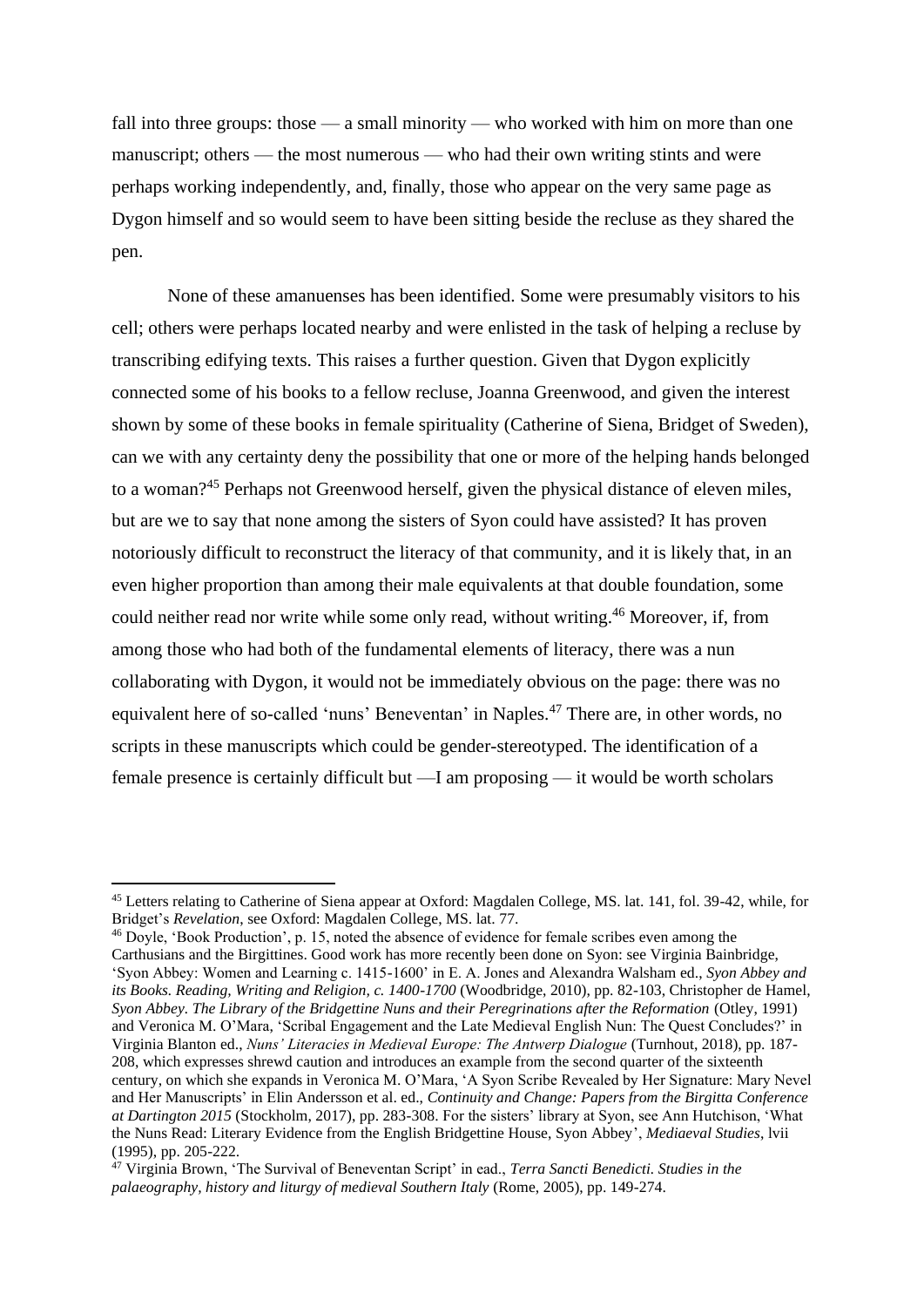fall into three groups: those — a small minority — who worked with him on more than one manuscript; others — the most numerous — who had their own writing stints and were perhaps working independently, and, finally, those who appear on the very same page as Dygon himself and so would seem to have been sitting beside the recluse as they shared the pen.

None of these amanuenses has been identified. Some were presumably visitors to his cell; others were perhaps located nearby and were enlisted in the task of helping a recluse by transcribing edifying texts. This raises a further question. Given that Dygon explicitly connected some of his books to a fellow recluse, Joanna Greenwood, and given the interest shown by some of these books in female spirituality (Catherine of Siena, Bridget of Sweden), can we with any certainty deny the possibility that one or more of the helping hands belonged to a woman?[45] Perhaps not Greenwood herself, given the physical distance of eleven miles, but are we to say that none among the sisters of Syon could have assisted? It has proven notoriously difficult to reconstruct the literacy of that community, and it is likely that, in an even higher proportion than among their male equivalents at that double foundation, some could neither read nor write while some only read, without writing.[46] Moreover, if, from among those who had both of the fundamental elements of literacy, there was a nun collaborating with Dygon, it would not be immediately obvious on the page: there was no equivalent here of so-called 'nuns' Beneventan' in Naples.[47] There are, in other words, no scripts in these manuscripts which could be gender-stereotyped. The identification of a female presence is certainly difficult but —I am proposing — it would be worth scholars

---

[45] Letters relating to Catherine of Siena appear at Oxford: Magdalen College, MS. lat. 141, fol. 39-42, while, for Bridget's *Revelation*, see Oxford: Magdalen College, MS. lat. 77.

[46] Doyle, 'Book Production', p. 15, noted the absence of evidence for female scribes even among the Carthusians and the Birgittines. Good work has more recently been done on Syon: see Virginia Bainbridge, 'Syon Abbey: Women and Learning c. 1415-1600' in E. A. Jones and Alexandra Walsham ed., *Syon Abbey and its Books. Reading, Writing and Religion, c. 1400-1700* (Woodbridge, 2010), pp. 82-103, Christopher de Hamel, *Syon Abbey. The Library of the Bridgettine Nuns and their Peregrinations after the Reformation* (Otley, 1991) and Veronica M. O'Mara, 'Scribal Engagement and the Late Medieval English Nun: The Quest Concludes?' in Virginia Blanton ed., *Nuns' Literacies in Medieval Europe: The Antwerp Dialogue* (Turnhout, 2018), pp. 187-208, which expresses shrewd caution and introduces an example from the second quarter of the sixteenth century, on which she expands in Veronica M. O'Mara, 'A Syon Scribe Revealed by Her Signature: Mary Nevel and Her Manuscripts' in Elin Andersson et al. ed., *Continuity and Change: Papers from the Birgitta Conference at Dartington 2015* (Stockholm, 2017), pp. 283-308. For the sisters' library at Syon, see Ann Hutchison, 'What the Nuns Read: Literary Evidence from the English Bridgettine House, Syon Abbey', *Mediaeval Studies*, lvii (1995), pp. 205-222.

[47] Virginia Brown, 'The Survival of Beneventan Script' in ead., *Terra Sancti Benedicti. Studies in the palaeography, history and liturgy of medieval Southern Italy* (Rome, 2005), pp. 149-274.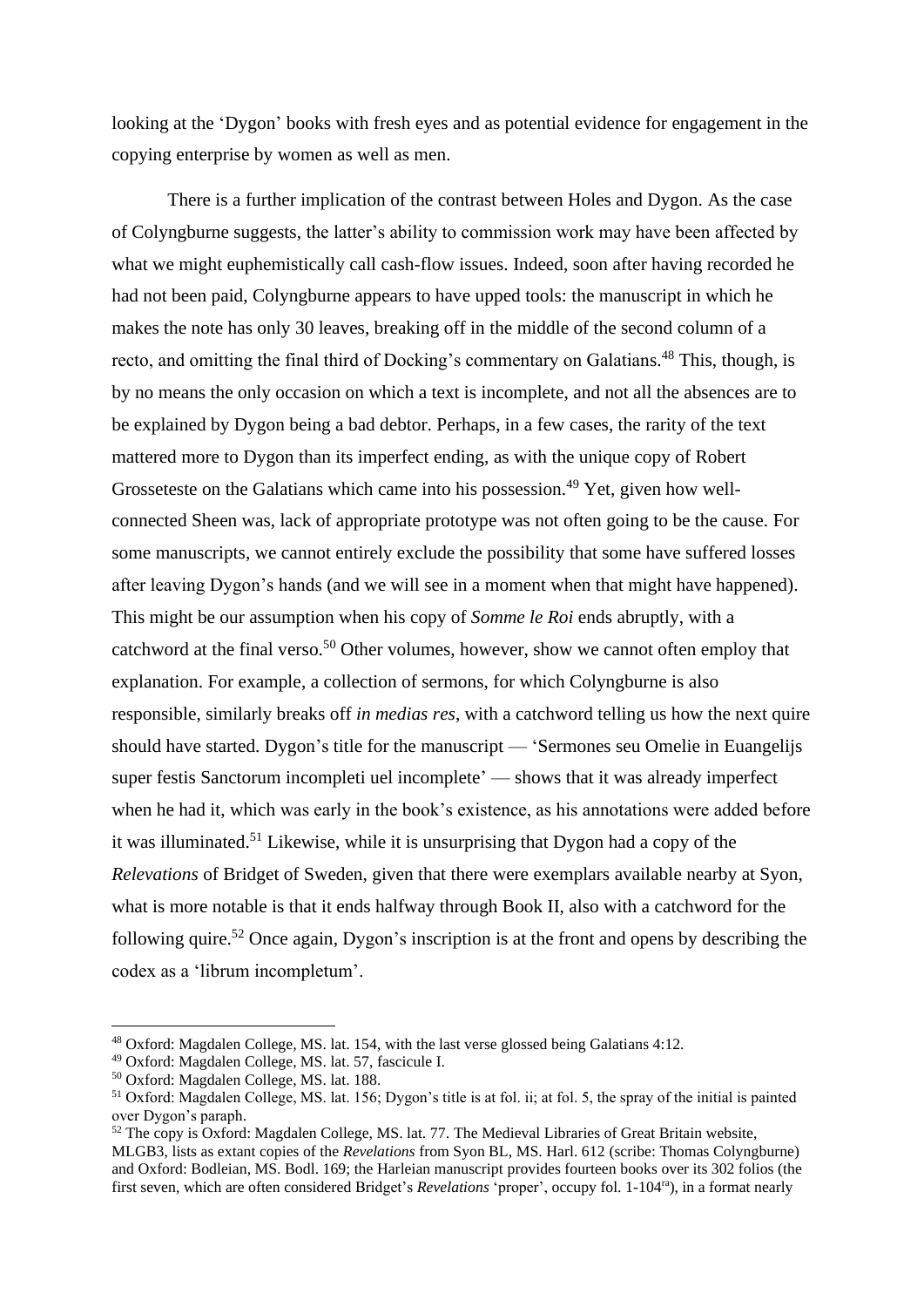looking at the 'Dygon' books with fresh eyes and as potential evidence for engagement in the copying enterprise by women as well as men.

There is a further implication of the contrast between Holes and Dygon. As the case of Colyngburne suggests, the latter's ability to commission work may have been affected by what we might euphemistically call cash-flow issues. Indeed, soon after having recorded he had not been paid, Colyngburne appears to have upped tools: the manuscript in which he makes the note has only 30 leaves, breaking off in the middle of the second column of a recto, and omitting the final third of Docking's commentary on Galatians.[48] This, though, is by no means the only occasion on which a text is incomplete, and not all the absences are to be explained by Dygon being a bad debtor. Perhaps, in a few cases, the rarity of the text mattered more to Dygon than its imperfect ending, as with the unique copy of Robert Grosseteste on the Galatians which came into his possession.[49] Yet, given how well-connected Sheen was, lack of appropriate prototype was not often going to be the cause. For some manuscripts, we cannot entirely exclude the possibility that some have suffered losses after leaving Dygon's hands (and we will see in a moment when that might have happened). This might be our assumption when his copy of *Somme le Roi* ends abruptly, with a catchword at the final verso.[50] Other volumes, however, show we cannot often employ that explanation. For example, a collection of sermons, for which Colyngburne is also responsible, similarly breaks off *in medias res*, with a catchword telling us how the next quire should have started. Dygon's title for the manuscript — 'Sermones seu Omelie in Euangelijs super festis Sanctorum incompleti uel incomplete' — shows that it was already imperfect when he had it, which was early in the book's existence, as his annotations were added before it was illuminated.[51] Likewise, while it is unsurprising that Dygon had a copy of the *Relevations* of Bridget of Sweden, given that there were exemplars available nearby at Syon, what is more notable is that it ends halfway through Book II, also with a catchword for the following quire.[52] Once again, Dygon's inscription is at the front and opens by describing the codex as a 'librum incompletum'.

---

[48] Oxford: Magdalen College, MS. lat. 154, with the last verse glossed being Galatians 4:12.

[49] Oxford: Magdalen College, MS. lat. 57, fascicule I.

[50] Oxford: Magdalen College, MS. lat. 188.

[51] Oxford: Magdalen College, MS. lat. 156; Dygon's title is at fol. ii; at fol. 5, the spray of the initial is painted over Dygon's paraph.

[52] The copy is Oxford: Magdalen College, MS. lat. 77. The Medieval Libraries of Great Britain website, MLGB3, lists as extant copies of the *Revelations* from Syon BL, MS. Harl. 612 (scribe: Thomas Colyngburne) and Oxford: Bodleian, MS. Bodl. 169; the Harleian manuscript provides fourteen books over its 302 folios (the first seven, which are often considered Bridget's *Revelations* 'proper', occupy fol. 1-104[ra]), in a format nearly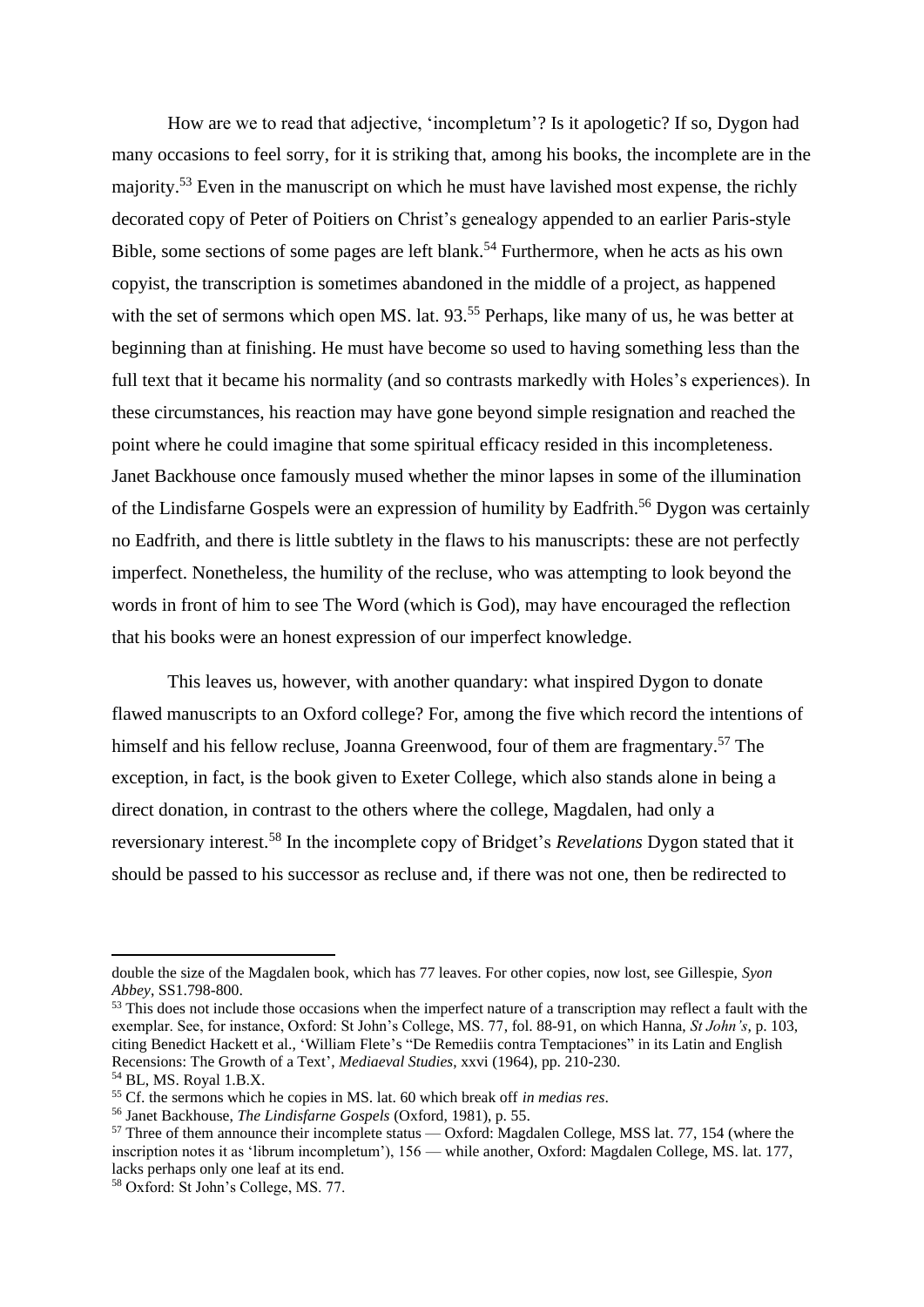How are we to read that adjective, 'incompletum'? Is it apologetic? If so, Dygon had many occasions to feel sorry, for it is striking that, among his books, the incomplete are in the majority.[53] Even in the manuscript on which he must have lavished most expense, the richly decorated copy of Peter of Poitiers on Christ's genealogy appended to an earlier Paris-style Bible, some sections of some pages are left blank.[54] Furthermore, when he acts as his own copyist, the transcription is sometimes abandoned in the middle of a project, as happened with the set of sermons which open MS. lat. 93.[55] Perhaps, like many of us, he was better at beginning than at finishing. He must have become so used to having something less than the full text that it became his normality (and so contrasts markedly with Holes's experiences). In these circumstances, his reaction may have gone beyond simple resignation and reached the point where he could imagine that some spiritual efficacy resided in this incompleteness. Janet Backhouse once famously mused whether the minor lapses in some of the illumination of the Lindisfarne Gospels were an expression of humility by Eadfrith.[56] Dygon was certainly no Eadfrith, and there is little subtlety in the flaws to his manuscripts: these are not perfectly imperfect. Nonetheless, the humility of the recluse, who was attempting to look beyond the words in front of him to see The Word (which is God), may have encouraged the reflection that his books were an honest expression of our imperfect knowledge.

This leaves us, however, with another quandary: what inspired Dygon to donate flawed manuscripts to an Oxford college? For, among the five which record the intentions of himself and his fellow recluse, Joanna Greenwood, four of them are fragmentary.[57] The exception, in fact, is the book given to Exeter College, which also stands alone in being a direct donation, in contrast to the others where the college, Magdalen, had only a reversionary interest.[58] In the incomplete copy of Bridget's *Revelations* Dygon stated that it should be passed to his successor as recluse and, if there was not one, then be redirected to

---

double the size of the Magdalen book, which has 77 leaves. For other copies, now lost, see Gillespie, *Syon Abbey*, SS1.798-800.

[53] This does not include those occasions when the imperfect nature of a transcription may reflect a fault with the exemplar. See, for instance, Oxford: St John's College, MS. 77, fol. 88-91, on which Hanna, *St John's*, p. 103, citing Benedict Hackett et al., 'William Flete's "De Remediis contra Temptaciones" in its Latin and English Recensions: The Growth of a Text', *Mediaeval Studies*, xxvi (1964), pp. 210-230.

[54] BL, MS. Royal 1.B.X.

[55] Cf. the sermons which he copies in MS. lat. 60 which break off *in medias res*.

[56] Janet Backhouse, *The Lindisfarne Gospels* (Oxford, 1981), p. 55.

[57] Three of them announce their incomplete status — Oxford: Magdalen College, MSS lat. 77, 154 (where the inscription notes it as 'librum incompletum'), 156 — while another, Oxford: Magdalen College, MS. lat. 177, lacks perhaps only one leaf at its end.

[58] Oxford: St John's College, MS. 77.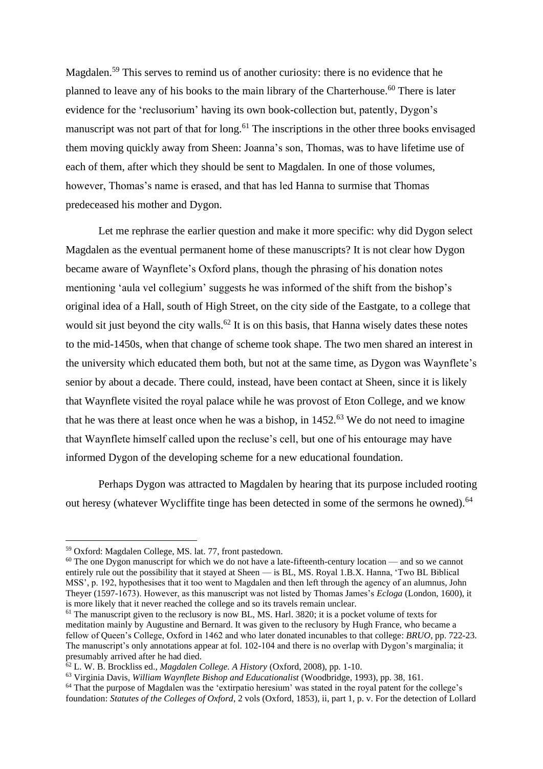Magdalen.[59] This serves to remind us of another curiosity: there is no evidence that he planned to leave any of his books to the main library of the Charterhouse.[60] There is later evidence for the 'reclusorium' having its own book-collection but, patently, Dygon's manuscript was not part of that for long.[61] The inscriptions in the other three books envisaged them moving quickly away from Sheen: Joanna's son, Thomas, was to have lifetime use of each of them, after which they should be sent to Magdalen. In one of those volumes, however, Thomas's name is erased, and that has led Hanna to surmise that Thomas predeceased his mother and Dygon.

Let me rephrase the earlier question and make it more specific: why did Dygon select Magdalen as the eventual permanent home of these manuscripts? It is not clear how Dygon became aware of Waynflete's Oxford plans, though the phrasing of his donation notes mentioning 'aula vel collegium' suggests he was informed of the shift from the bishop's original idea of a Hall, south of High Street, on the city side of the Eastgate, to a college that would sit just beyond the city walls.[62] It is on this basis, that Hanna wisely dates these notes to the mid-1450s, when that change of scheme took shape. The two men shared an interest in the university which educated them both, but not at the same time, as Dygon was Waynflete's senior by about a decade. There could, instead, have been contact at Sheen, since it is likely that Waynflete visited the royal palace while he was provost of Eton College, and we know that he was there at least once when he was a bishop, in 1452.[63] We do not need to imagine that Waynflete himself called upon the recluse's cell, but one of his entourage may have informed Dygon of the developing scheme for a new educational foundation.

Perhaps Dygon was attracted to Magdalen by hearing that its purpose included rooting out heresy (whatever Wycliffite tinge has been detected in some of the sermons he owned).[64]

---

[59] Oxford: Magdalen College, MS. lat. 77, front pastedown.

[60] The one Dygon manuscript for which we do not have a late-fifteenth-century location — and so we cannot entirely rule out the possibility that it stayed at Sheen — is BL, MS. Royal 1.B.X. Hanna, 'Two BL Biblical MSS', p. 192, hypothesises that it too went to Magdalen and then left through the agency of an alumnus, John Theyer (1597-1673). However, as this manuscript was not listed by Thomas James's *Ecloga* (London, 1600), it is more likely that it never reached the college and so its travels remain unclear.

[61] The manuscript given to the reclusory is now BL, MS. Harl. 3820; it is a pocket volume of texts for meditation mainly by Augustine and Bernard. It was given to the reclusory by Hugh France, who became a fellow of Queen's College, Oxford in 1462 and who later donated incunables to that college: *BRUO*, pp. 722-23. The manuscript's only annotations appear at fol. 102-104 and there is no overlap with Dygon's marginalia; it presumably arrived after he had died.

[62] L. W. B. Brockliss ed., *Magdalen College. A History* (Oxford, 2008), pp. 1-10.

[63] Virginia Davis, *William Waynflete Bishop and Educationalist* (Woodbridge, 1993), pp. 38, 161.

[64] That the purpose of Magdalen was the 'extirpatio heresium' was stated in the royal patent for the college's foundation: *Statutes of the Colleges of Oxford*, 2 vols (Oxford, 1853), ii, part 1, p. v. For the detection of Lollard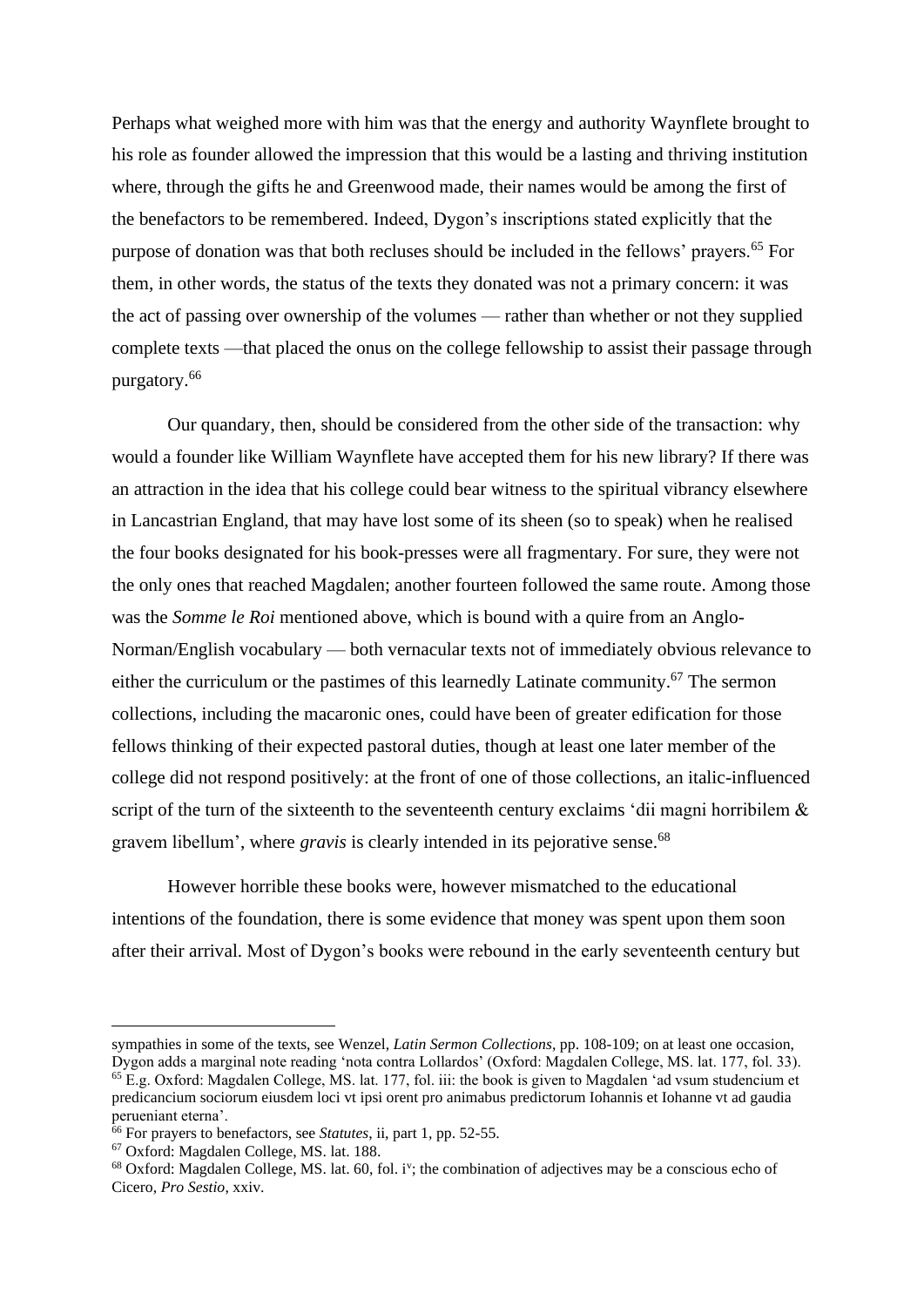Perhaps what weighed more with him was that the energy and authority Waynflete brought to his role as founder allowed the impression that this would be a lasting and thriving institution where, through the gifts he and Greenwood made, their names would be among the first of the benefactors to be remembered. Indeed, Dygon's inscriptions stated explicitly that the purpose of donation was that both recluses should be included in the fellows' prayers.[65] For them, in other words, the status of the texts they donated was not a primary concern: it was the act of passing over ownership of the volumes — rather than whether or not they supplied complete texts —that placed the onus on the college fellowship to assist their passage through purgatory.[66]

Our quandary, then, should be considered from the other side of the transaction: why would a founder like William Waynflete have accepted them for his new library? If there was an attraction in the idea that his college could bear witness to the spiritual vibrancy elsewhere in Lancastrian England, that may have lost some of its sheen (so to speak) when he realised the four books designated for his book-presses were all fragmentary. For sure, they were not the only ones that reached Magdalen; another fourteen followed the same route. Among those was the *Somme le Roi* mentioned above, which is bound with a quire from an Anglo-Norman/English vocabulary — both vernacular texts not of immediately obvious relevance to either the curriculum or the pastimes of this learnedly Latinate community.[67] The sermon collections, including the macaronic ones, could have been of greater edification for those fellows thinking of their expected pastoral duties, though at least one later member of the college did not respond positively: at the front of one of those collections, an italic-influenced script of the turn of the sixteenth to the seventeenth century exclaims 'dii magni horribilem & gravem libellum', where *gravis* is clearly intended in its pejorative sense.[68]

However horrible these books were, however mismatched to the educational intentions of the foundation, there is some evidence that money was spent upon them soon after their arrival. Most of Dygon's books were rebound in the early seventeenth century but

---

sympathies in some of the texts, see Wenzel, *Latin Sermon Collections*, pp. 108-109; on at least one occasion, Dygon adds a marginal note reading 'nota contra Lollardos' (Oxford: Magdalen College, MS. lat. 177, fol. 33).

[65] E.g. Oxford: Magdalen College, MS. lat. 177, fol. iii: the book is given to Magdalen 'ad vsum studencium et predicancium sociorum eiusdem loci vt ipsi orent pro animabus predictorum Iohannis et Iohanne vt ad gaudia perueniant eterna'.

[66] For prayers to benefactors, see *Statutes*, ii, part 1, pp. 52-55.

[67] Oxford: Magdalen College, MS. lat. 188.

[68] Oxford: Magdalen College, MS. lat. 60, fol. i$^v$; the combination of adjectives may be a conscious echo of Cicero, *Pro Sestio*, xxiv.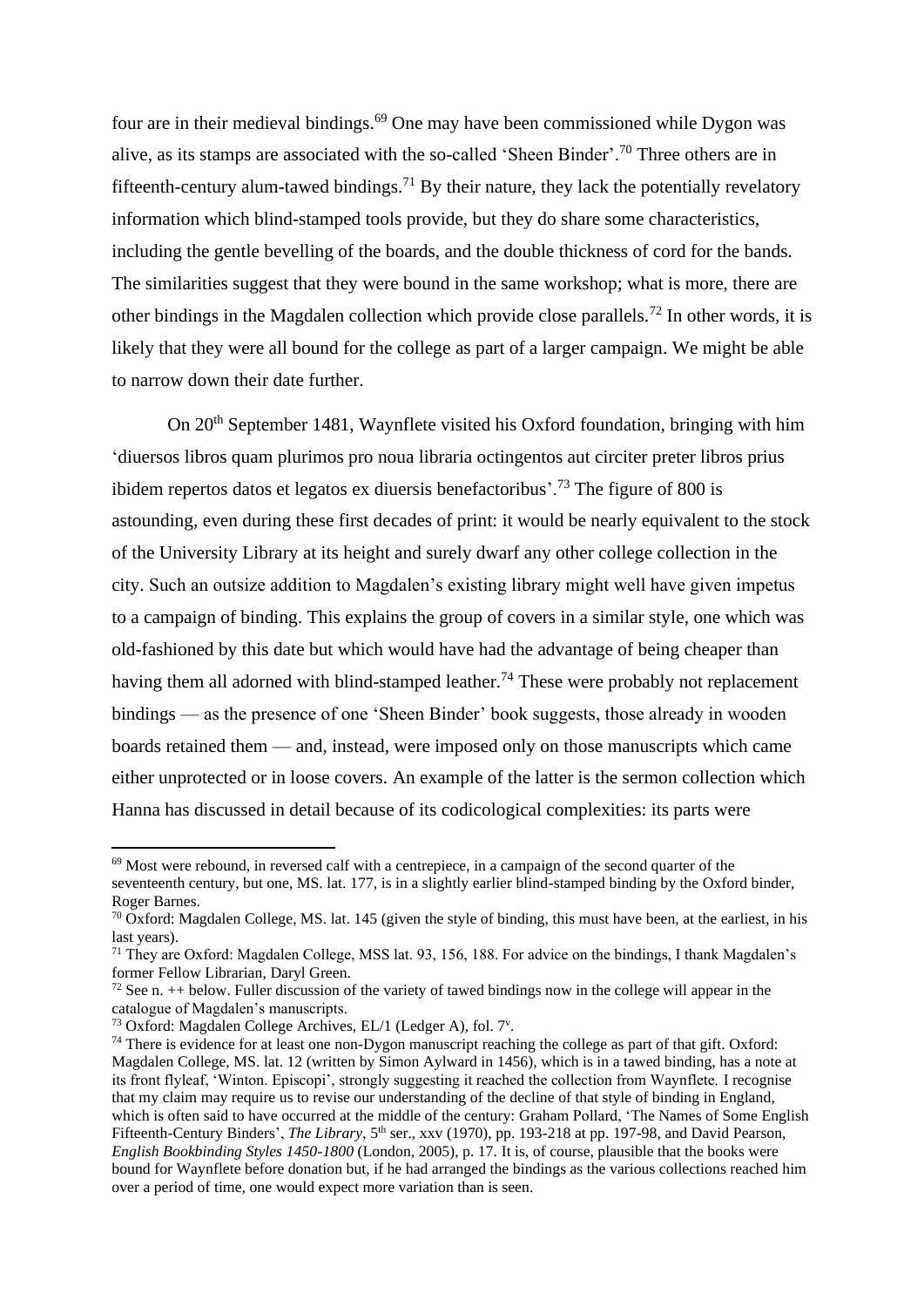four are in their medieval bindings.[69] One may have been commissioned while Dygon was alive, as its stamps are associated with the so-called 'Sheen Binder'.[70] Three others are in fifteenth-century alum-tawed bindings.[71] By their nature, they lack the potentially revelatory information which blind-stamped tools provide, but they do share some characteristics, including the gentle bevelling of the boards, and the double thickness of cord for the bands. The similarities suggest that they were bound in the same workshop; what is more, there are other bindings in the Magdalen collection which provide close parallels.[72] In other words, it is likely that they were all bound for the college as part of a larger campaign. We might be able to narrow down their date further.

On 20th September 1481, Waynflete visited his Oxford foundation, bringing with him 'diuersos libros quam plurimos pro noua libraria octingentos aut circiter preter libros prius ibidem repertos datos et legatos ex diuersis benefactoribus'.[73] The figure of 800 is astounding, even during these first decades of print: it would be nearly equivalent to the stock of the University Library at its height and surely dwarf any other college collection in the city. Such an outsize addition to Magdalen's existing library might well have given impetus to a campaign of binding. This explains the group of covers in a similar style, one which was old-fashioned by this date but which would have had the advantage of being cheaper than having them all adorned with blind-stamped leather.[74] These were probably not replacement bindings — as the presence of one 'Sheen Binder' book suggests, those already in wooden boards retained them — and, instead, were imposed only on those manuscripts which came either unprotected or in loose covers. An example of the latter is the sermon collection which Hanna has discussed in detail because of its codicological complexities: its parts were

---

[69] Most were rebound, in reversed calf with a centrepiece, in a campaign of the second quarter of the seventeenth century, but one, MS. lat. 177, is in a slightly earlier blind-stamped binding by the Oxford binder, Roger Barnes.

[70] Oxford: Magdalen College, MS. lat. 145 (given the style of binding, this must have been, at the earliest, in his last years).

[71] They are Oxford: Magdalen College, MSS lat. 93, 156, 188. For advice on the bindings, I thank Magdalen's former Fellow Librarian, Daryl Green.

[72] See n. ++ below. Fuller discussion of the variety of tawed bindings now in the college will appear in the catalogue of Magdalen's manuscripts.

[73] Oxford: Magdalen College Archives, EL/1 (Ledger A), fol. 7v.

[74] There is evidence for at least one non-Dygon manuscript reaching the college as part of that gift. Oxford: Magdalen College, MS. lat. 12 (written by Simon Aylward in 1456), which is in a tawed binding, has a note at its front flyleaf, 'Winton. Episcopi', strongly suggesting it reached the collection from Waynflete. I recognise that my claim may require us to revise our understanding of the decline of that style of binding in England, which is often said to have occurred at the middle of the century: Graham Pollard, 'The Names of Some English Fifteenth-Century Binders', *The Library*, 5th ser., xxv (1970), pp. 193-218 at pp. 197-98, and David Pearson, *English Bookbinding Styles 1450-1800* (London, 2005), p. 17. It is, of course, plausible that the books were bound for Waynflete before donation but, if he had arranged the bindings as the various collections reached him over a period of time, one would expect more variation than is seen.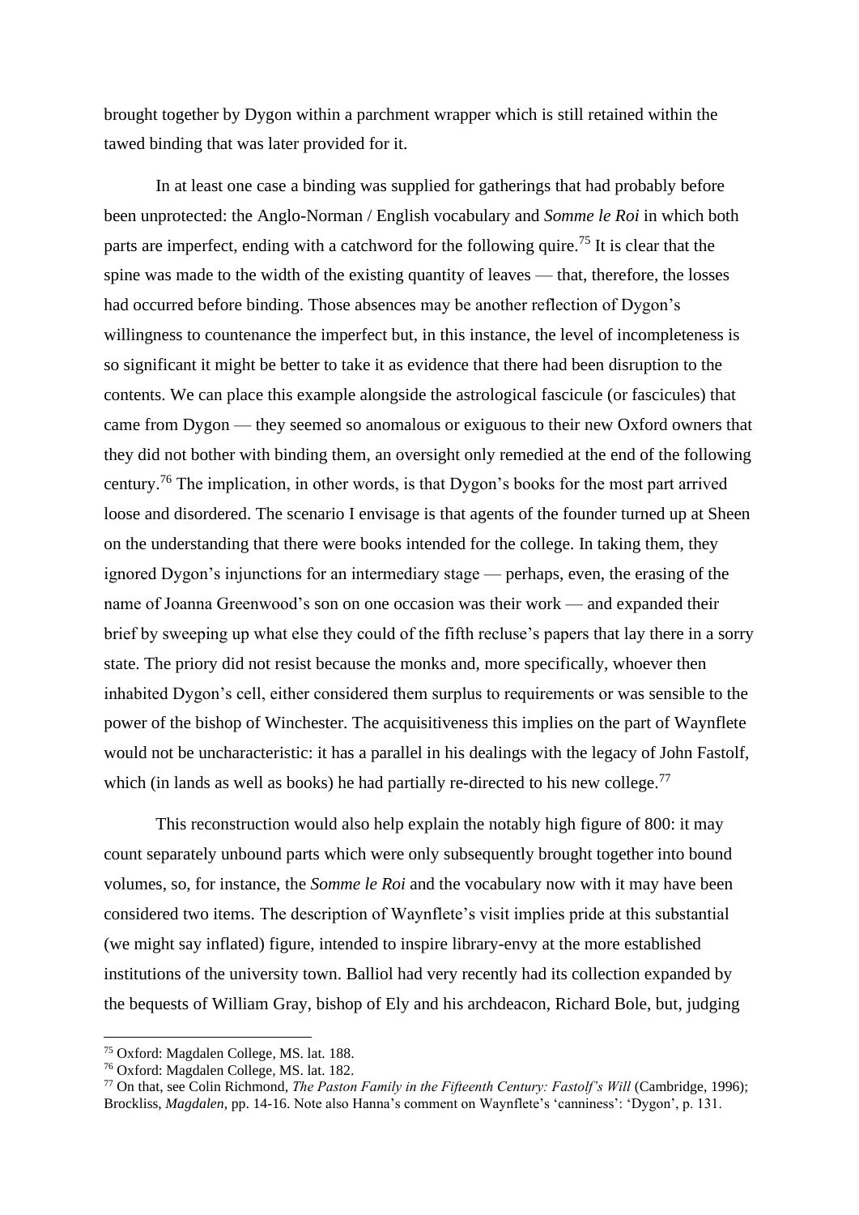brought together by Dygon within a parchment wrapper which is still retained within the tawed binding that was later provided for it.

In at least one case a binding was supplied for gatherings that had probably before been unprotected: the Anglo-Norman / English vocabulary and *Somme le Roi* in which both parts are imperfect, ending with a catchword for the following quire.[75] It is clear that the spine was made to the width of the existing quantity of leaves — that, therefore, the losses had occurred before binding. Those absences may be another reflection of Dygon's willingness to countenance the imperfect but, in this instance, the level of incompleteness is so significant it might be better to take it as evidence that there had been disruption to the contents. We can place this example alongside the astrological fascicule (or fascicules) that came from Dygon — they seemed so anomalous or exiguous to their new Oxford owners that they did not bother with binding them, an oversight only remedied at the end of the following century.[76] The implication, in other words, is that Dygon's books for the most part arrived loose and disordered. The scenario I envisage is that agents of the founder turned up at Sheen on the understanding that there were books intended for the college. In taking them, they ignored Dygon's injunctions for an intermediary stage — perhaps, even, the erasing of the name of Joanna Greenwood's son on one occasion was their work — and expanded their brief by sweeping up what else they could of the fifth recluse's papers that lay there in a sorry state. The priory did not resist because the monks and, more specifically, whoever then inhabited Dygon's cell, either considered them surplus to requirements or was sensible to the power of the bishop of Winchester. The acquisitiveness this implies on the part of Waynflete would not be uncharacteristic: it has a parallel in his dealings with the legacy of John Fastolf, which (in lands as well as books) he had partially re-directed to his new college.[77]

This reconstruction would also help explain the notably high figure of 800: it may count separately unbound parts which were only subsequently brought together into bound volumes, so, for instance, the *Somme le Roi* and the vocabulary now with it may have been considered two items. The description of Waynflete's visit implies pride at this substantial (we might say inflated) figure, intended to inspire library-envy at the more established institutions of the university town. Balliol had very recently had its collection expanded by the bequests of William Gray, bishop of Ely and his archdeacon, Richard Bole, but, judging

---

[75] Oxford: Magdalen College, MS. lat. 188.

[76] Oxford: Magdalen College, MS. lat. 182.

[77] On that, see Colin Richmond, *The Paston Family in the Fifteenth Century: Fastolf's Will* (Cambridge, 1996); Brockliss, *Magdalen*, pp. 14-16. Note also Hanna's comment on Waynflete's 'canniness': 'Dygon', p. 131.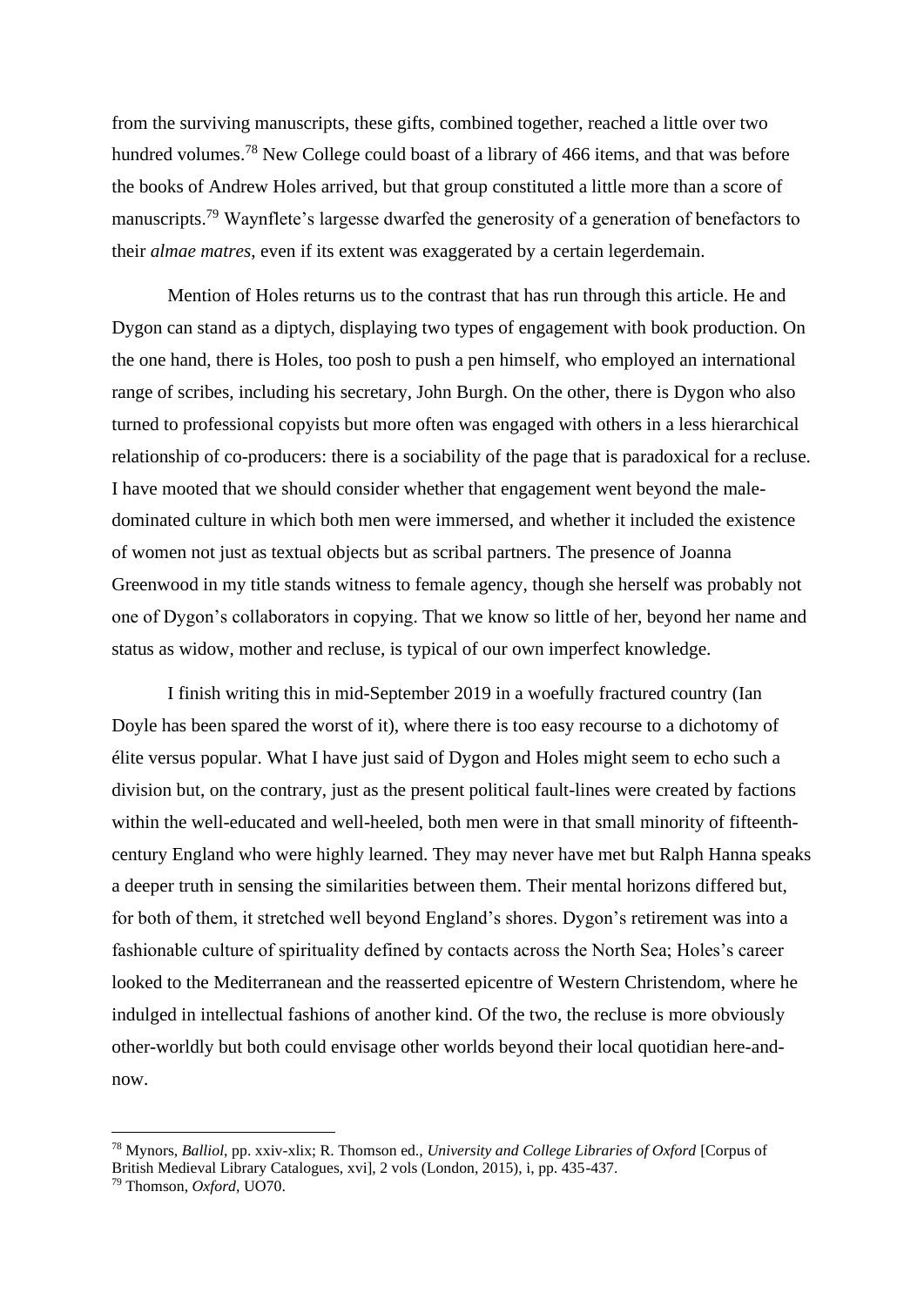from the surviving manuscripts, these gifts, combined together, reached a little over two hundred volumes.[78] New College could boast of a library of 466 items, and that was before the books of Andrew Holes arrived, but that group constituted a little more than a score of manuscripts.[79] Waynflete's largesse dwarfed the generosity of a generation of benefactors to their *almae matres*, even if its extent was exaggerated by a certain legerdemain.

Mention of Holes returns us to the contrast that has run through this article. He and Dygon can stand as a diptych, displaying two types of engagement with book production. On the one hand, there is Holes, too posh to push a pen himself, who employed an international range of scribes, including his secretary, John Burgh. On the other, there is Dygon who also turned to professional copyists but more often was engaged with others in a less hierarchical relationship of co-producers: there is a sociability of the page that is paradoxical for a recluse. I have mooted that we should consider whether that engagement went beyond the male-dominated culture in which both men were immersed, and whether it included the existence of women not just as textual objects but as scribal partners. The presence of Joanna Greenwood in my title stands witness to female agency, though she herself was probably not one of Dygon's collaborators in copying. That we know so little of her, beyond her name and status as widow, mother and recluse, is typical of our own imperfect knowledge.

I finish writing this in mid-September 2019 in a woefully fractured country (Ian Doyle has been spared the worst of it), where there is too easy recourse to a dichotomy of élite versus popular. What I have just said of Dygon and Holes might seem to echo such a division but, on the contrary, just as the present political fault-lines were created by factions within the well-educated and well-heeled, both men were in that small minority of fifteenth-century England who were highly learned. They may never have met but Ralph Hanna speaks a deeper truth in sensing the similarities between them. Their mental horizons differed but, for both of them, it stretched well beyond England's shores. Dygon's retirement was into a fashionable culture of spirituality defined by contacts across the North Sea; Holes's career looked to the Mediterranean and the reasserted epicentre of Western Christendom, where he indulged in intellectual fashions of another kind. Of the two, the recluse is more obviously other-worldly but both could envisage other worlds beyond their local quotidian here-and-now.

---

[78] Mynors, *Balliol*, pp. xxiv-xlix; R. Thomson ed., *University and College Libraries of Oxford* [Corpus of British Medieval Library Catalogues, xvi], 2 vols (London, 2015), i, pp. 435-437.

[79] Thomson, *Oxford*, UO70.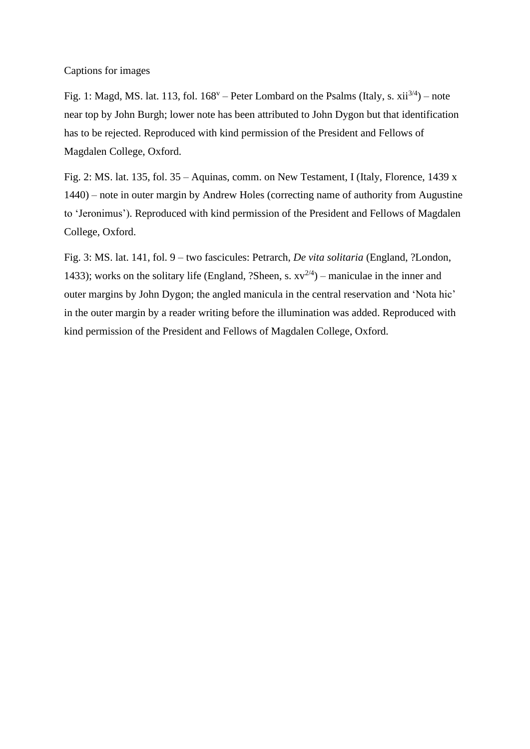Captions for images

Fig. 1: Magd, MS. lat. 113, fol. 168$^{v}$ – Peter Lombard on the Psalms (Italy, s. xii$^{3/4}$) – note near top by John Burgh; lower note has been attributed to John Dygon but that identification has to be rejected. Reproduced with kind permission of the President and Fellows of Magdalen College, Oxford.

Fig. 2: MS. lat. 135, fol. 35 – Aquinas, comm. on New Testament, I (Italy, Florence, 1439 x 1440) – note in outer margin by Andrew Holes (correcting name of authority from Augustine to 'Jeronimus'). Reproduced with kind permission of the President and Fellows of Magdalen College, Oxford.

Fig. 3: MS. lat. 141, fol. 9 – two fascicules: Petrarch, *De vita solitaria* (England, ?London, 1433); works on the solitary life (England, ?Sheen, s. xv$^{2/4}$) – maniculae in the inner and outer margins by John Dygon; the angled manicula in the central reservation and 'Nota hic' in the outer margin by a reader writing before the illumination was added. Reproduced with kind permission of the President and Fellows of Magdalen College, Oxford.